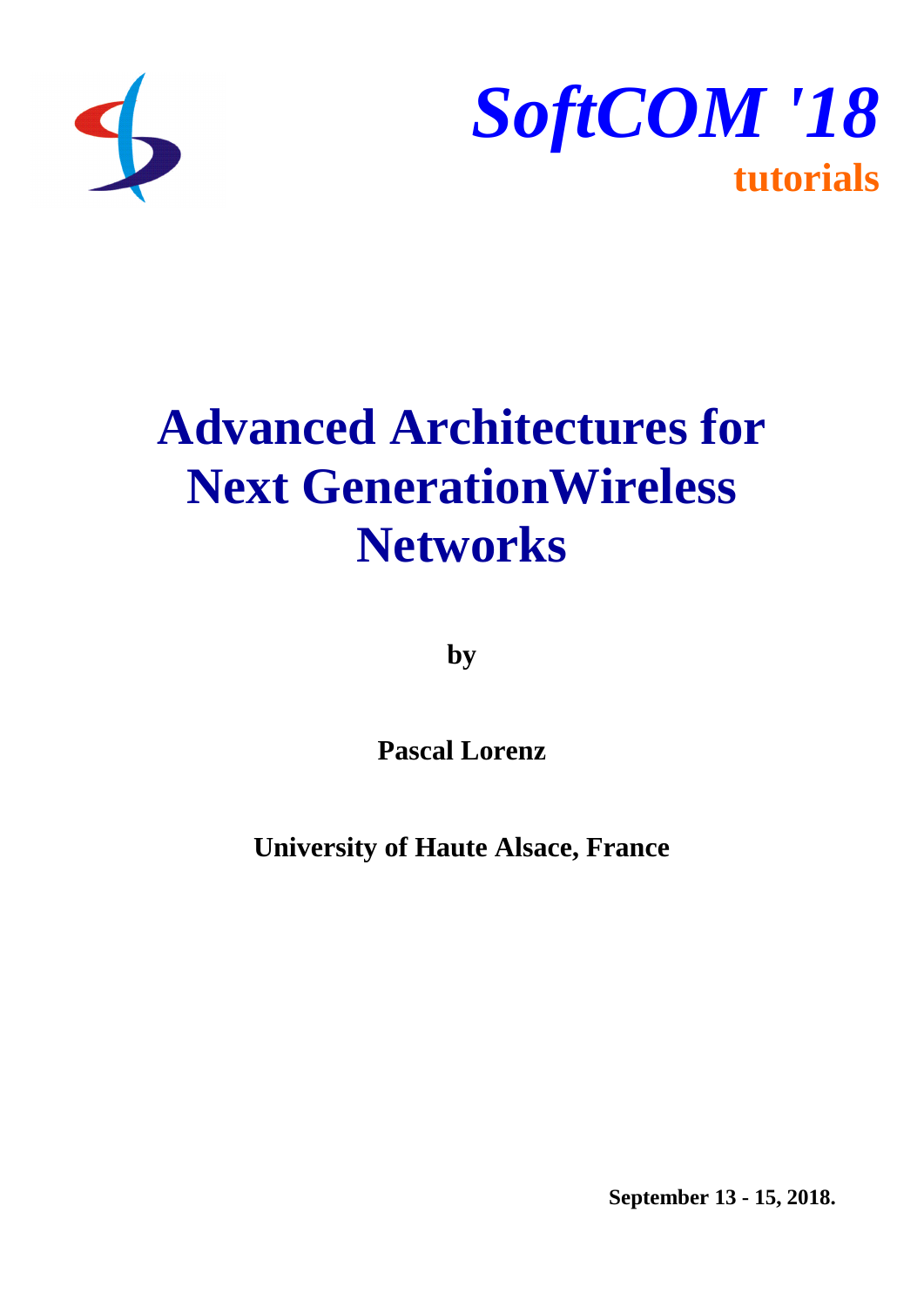***SoftCOM '18***

**tutorials**

# Advanced Architectures for Next GenerationWireless Networks

**by**

**Pascal Lorenz**

**University of Haute Alsace, France**

**September 13 - 15, 2018.**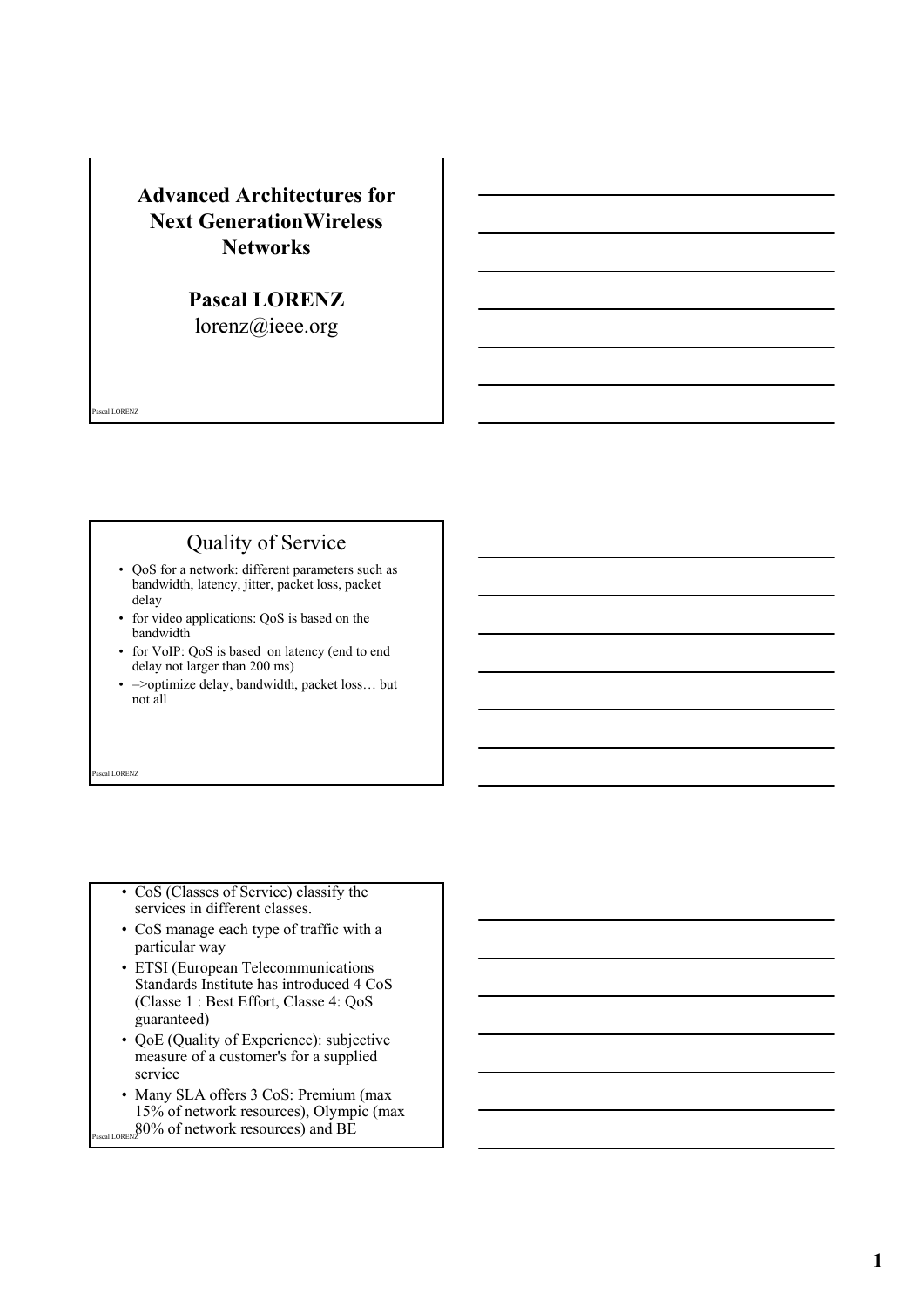# Advanced Architectures for Next GenerationWireless Networks

**Pascal LORENZ**

lorenz@ieee.org

## Quality of Service

- QoS for a network: different parameters such as bandwidth, latency, jitter, packet loss, packet delay
- for video applications: QoS is based on the bandwidth
- for VoIP: QoS is based on latency (end to end delay not larger than 200 ms)
- =>optimize delay, bandwidth, packet loss… but not all

---

- CoS (Classes of Service) classify the services in different classes.
- CoS manage each type of traffic with a particular way
- ETSI (European Telecommunications Standards Institute has introduced 4 CoS (Classe 1 : Best Effort, Classe 4: QoS guaranteed)
- QoE (Quality of Experience): subjective measure of a customer's for a supplied service
- Many SLA offers 3 CoS: Premium (max 15% of network resources), Olympic (max 80% of network resources) and BE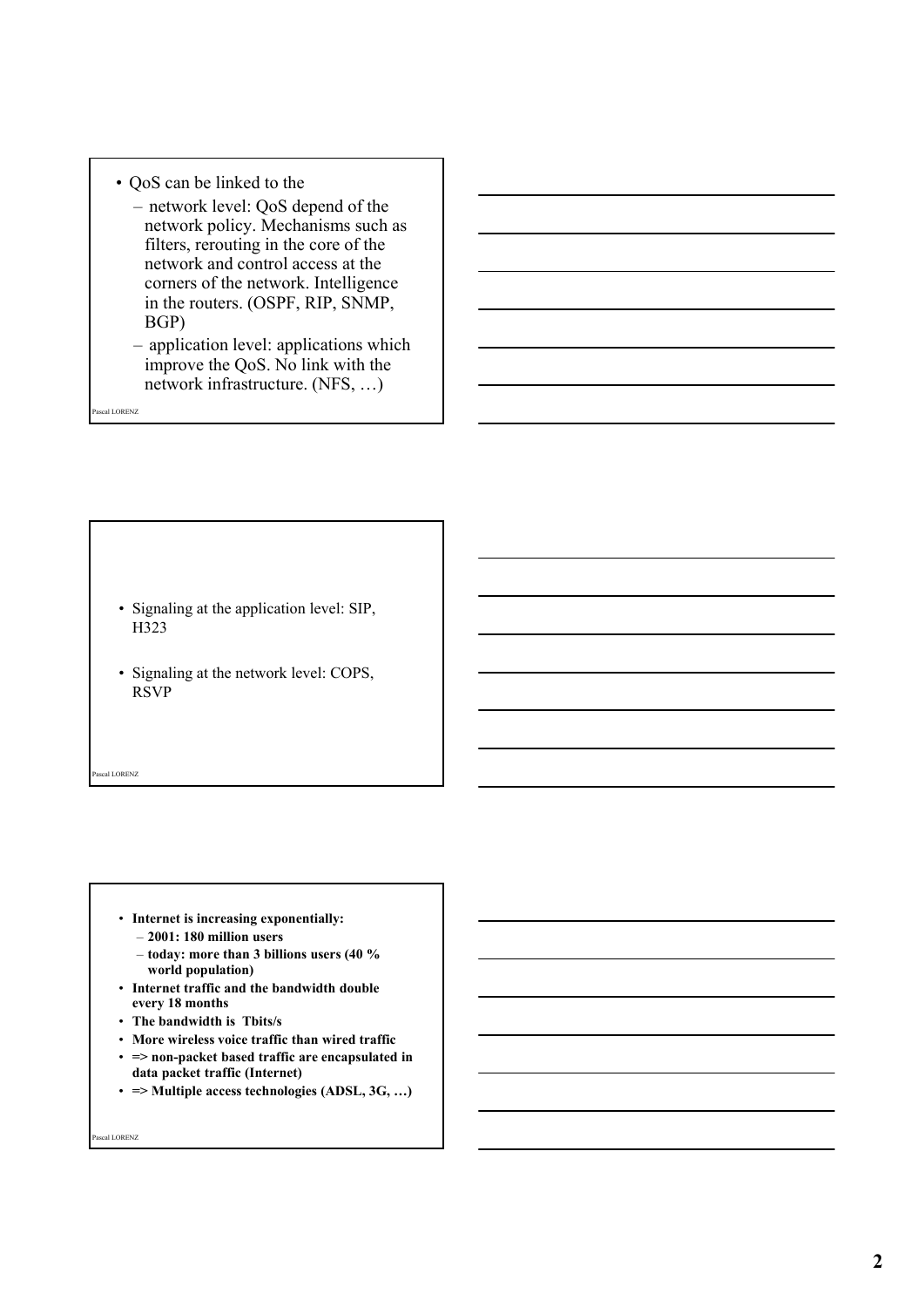- QoS can be linked to the
  - network level: QoS depend of the network policy. Mechanisms such as filters, rerouting in the core of the network and control access at the corners of the network. Intelligence in the routers. (OSPF, RIP, SNMP, BGP)
  - application level: applications which improve the QoS. No link with the network infrastructure. (NFS, …)

---

- Signaling at the application level: SIP, H323
- Signaling at the network level: COPS, RSVP

---

- **Internet is increasing exponentially:**
  - **2001: 180 million users**
  - **today: more than 3 billions users (40 % world population)**
- **Internet traffic and the bandwidth double every 18 months**
- **The bandwidth is Tbits/s**
- **More wireless voice traffic than wired traffic**
- **=> non-packet based traffic are encapsulated in data packet traffic (Internet)**
- **=> Multiple access technologies (ADSL, 3G, …)**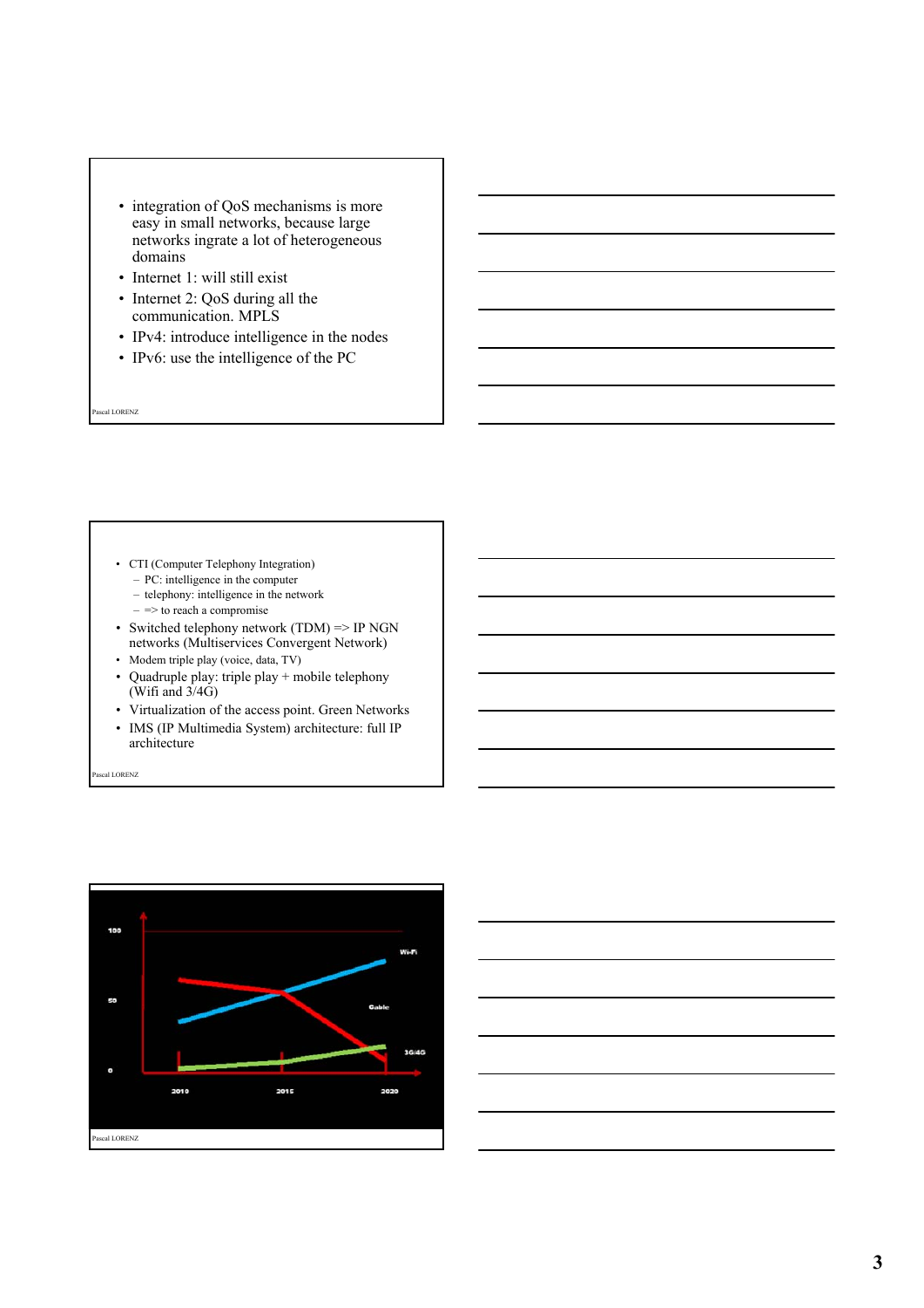- integration of QoS mechanisms is more easy in small networks, because large networks ingrate a lot of heterogeneous domains
- Internet 1: will still exist
- Internet 2: QoS during all the communication. MPLS
- IPv4: introduce intelligence in the nodes
- IPv6: use the intelligence of the PC

---

- CTI (Computer Telephony Integration)
  - PC: intelligence in the computer
  - telephony: intelligence in the network
  - => to reach a compromise
- Switched telephony network (TDM) => IP NGN networks (Multiservices Convergent Network)
- Modem triple play (voice, data, TV)
- Quadruple play: triple play + mobile telephony (Wifi and 3/4G)
- Virtualization of the access point. Green Networks
- IMS (IP Multimedia System) architecture: full IP architecture

---

100

50

0

Wi-Fi

Cable

3G/4G

2010 2015 2020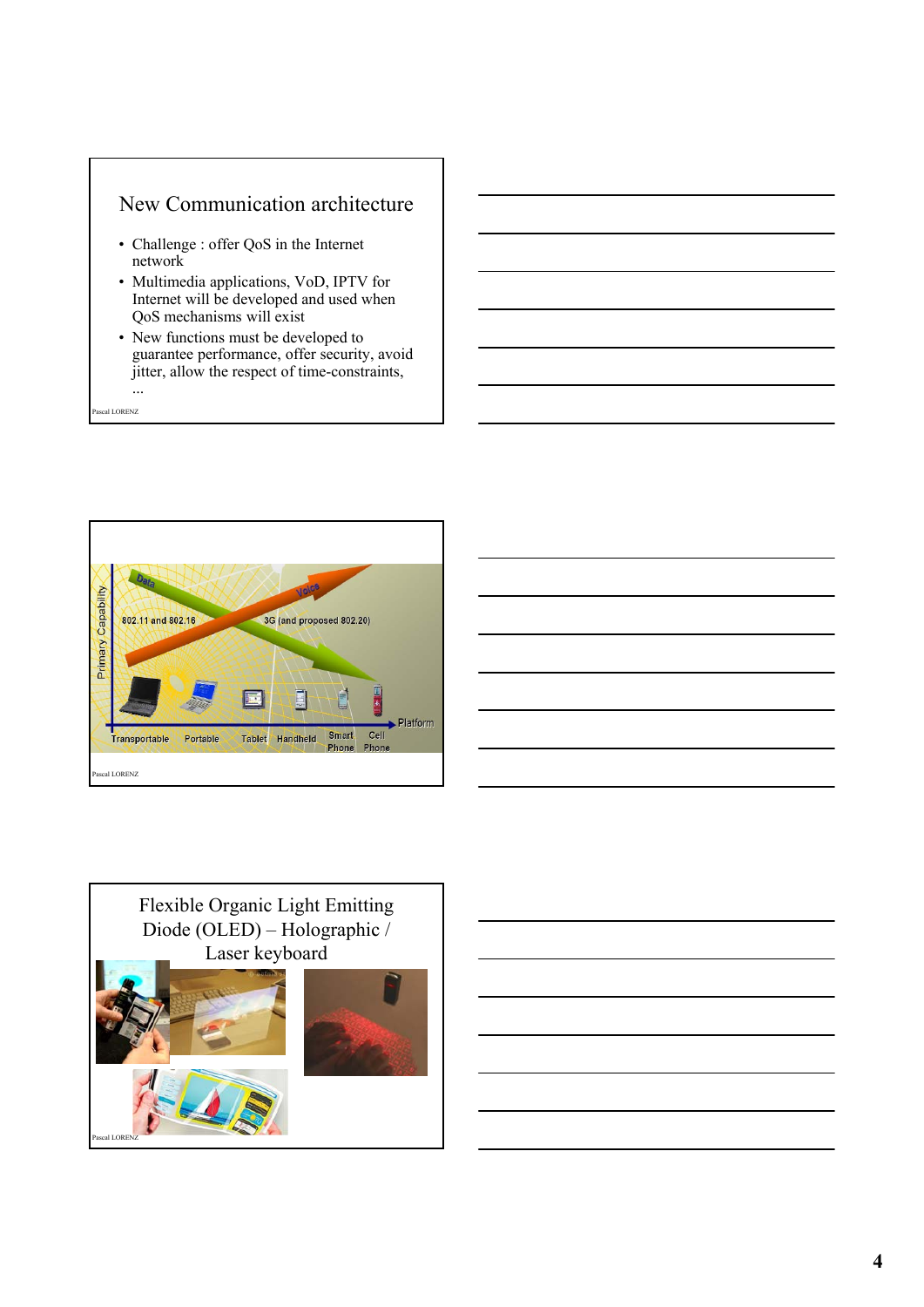## New Communication architecture

- Challenge : offer QoS in the Internet network
- Multimedia applications, VoD, IPTV for Internet will be developed and used when QoS mechanisms will exist
- New functions must be developed to guarantee performance, offer security, avoid jitter, allow the respect of time-constraints, ...

Primary Capability

Data

Voice

802.11 and 802.16

3G (and proposed 802.20)

Platform

Transportable Portable Tablet Handheld Smart Phone Cell Phone

## Flexible Organic Light Emitting Diode (OLED) – Holographic / Laser keyboard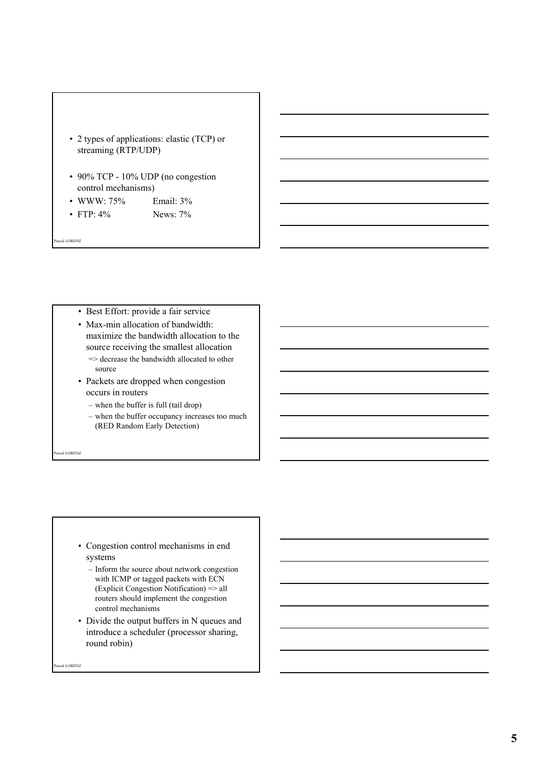- 2 types of applications: elastic (TCP) or streaming (RTP/UDP)
- 90% TCP - 10% UDP (no congestion control mechanisms)
- WWW: 75%  Email: 3%
- FTP: 4%  News: 7%

---

- Best Effort: provide a fair service
- Max-min allocation of bandwidth: maximize the bandwidth allocation to the source receiving the smallest allocation
  => decrease the bandwidth allocated to other source
- Packets are dropped when congestion occurs in routers
  - when the buffer is full (tail drop)
  - when the buffer occupancy increases too much (RED Random Early Detection)

---

- Congestion control mechanisms in end systems
  - Inform the source about network congestion with ICMP or tagged packets with ECN (Explicit Congestion Notification) => all routers should implement the congestion control mechanisms
- Divide the output buffers in N queues and introduce a scheduler (processor sharing, round robin)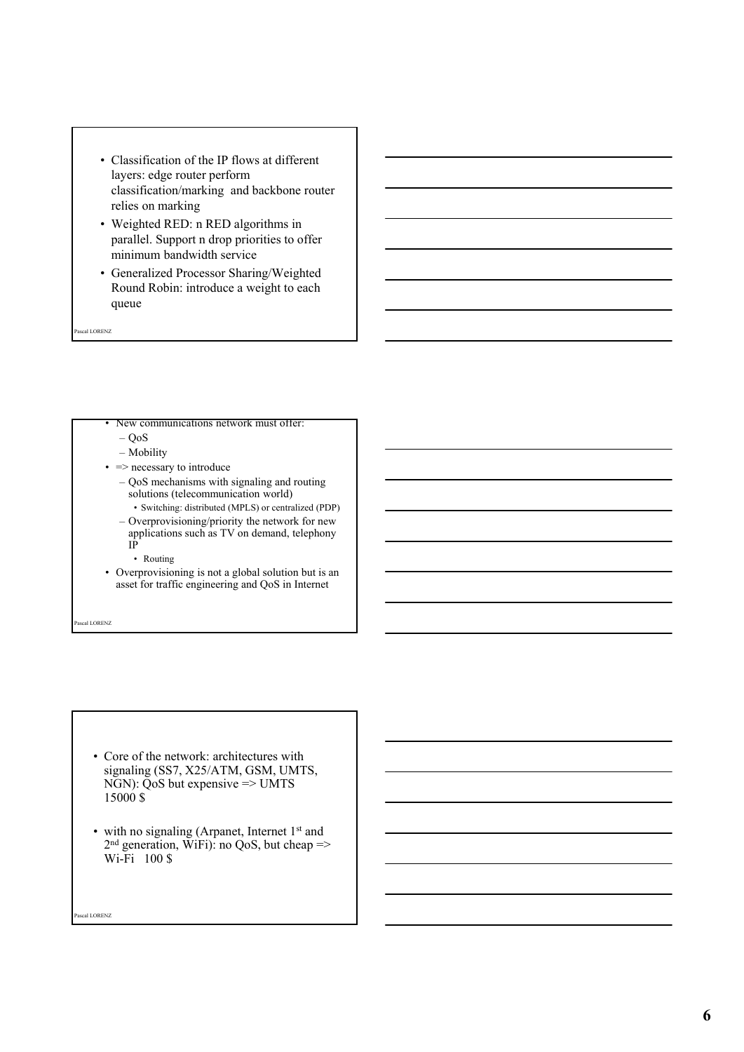- Classification of the IP flows at different layers: edge router perform classification/marking and backbone router relies on marking
- Weighted RED: n RED algorithms in parallel. Support n drop priorities to offer minimum bandwidth service
- Generalized Processor Sharing/Weighted Round Robin: introduce a weight to each queue

---

- New communications network must offer:
  - QoS
  - Mobility
- => necessary to introduce
  - QoS mechanisms with signaling and routing solutions (telecommunication world)
    - Switching: distributed (MPLS) or centralized (PDP)
  - Overprovisioning/priority the network for new applications such as TV on demand, telephony IP
    - Routing
- Overprovisioning is not a global solution but is an asset for traffic engineering and QoS in Internet

---

- Core of the network: architectures with signaling (SS7, X25/ATM, GSM, UMTS, NGN): QoS but expensive => UMTS 15000 $
- with no signaling (Arpanet, Internet 1st and 2nd generation, WiFi): no QoS, but cheap => Wi-Fi 100 $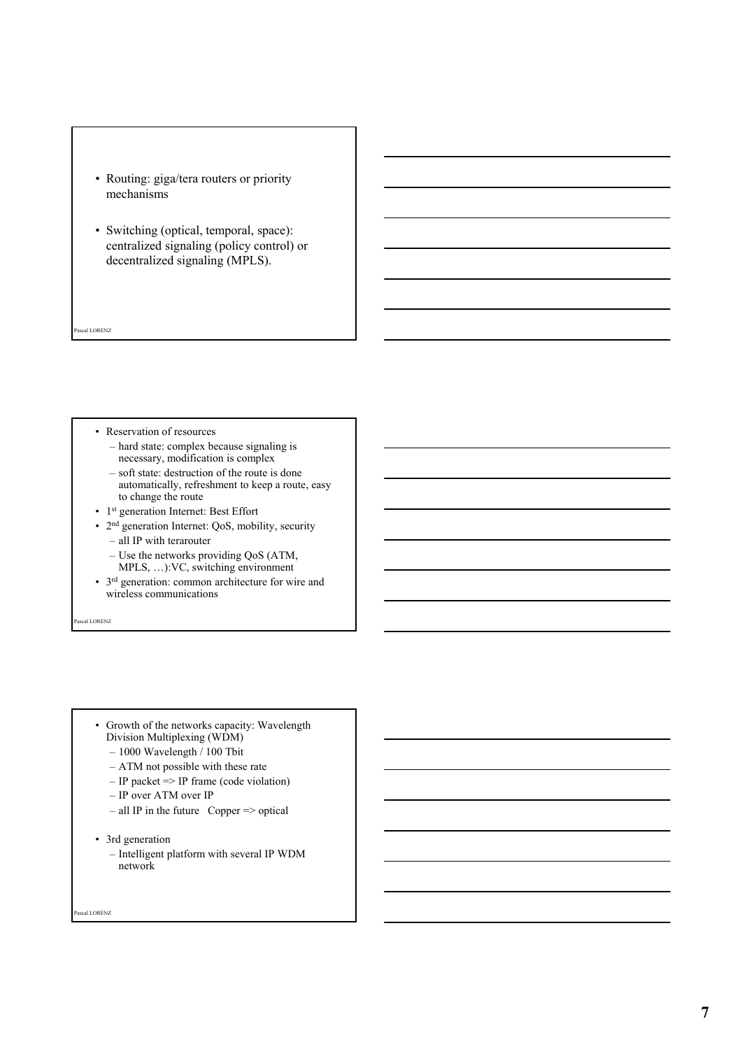- Routing: giga/tera routers or priority mechanisms
- Switching (optical, temporal, space): centralized signaling (policy control) or decentralized signaling (MPLS).

---

- Reservation of resources
  - hard state: complex because signaling is necessary, modification is complex
  - soft state: destruction of the route is done automatically, refreshment to keep a route, easy to change the route
- 1st generation Internet: Best Effort
- 2nd generation Internet: QoS, mobility, security
  - all IP with terarouter
  - Use the networks providing QoS (ATM, MPLS, …):VC, switching environment
- 3rd generation: common architecture for wire and wireless communications

---

- Growth of the networks capacity: Wavelength Division Multiplexing (WDM)
  - 1000 Wavelength / 100 Tbit
  - ATM not possible with these rate
  - IP packet => IP frame (code violation)
  - IP over ATM over IP
  - all IP in the future   Copper => optical
- 3rd generation
  - Intelligent platform with several IP WDM network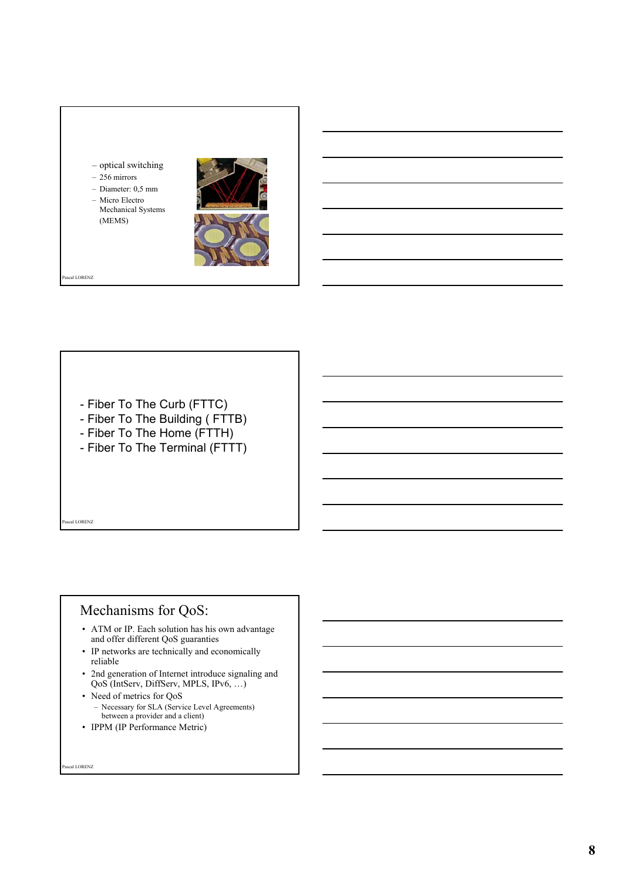- optical switching
- 256 mirrors
- Diameter: 0,5 mm
- Micro Electro Mechanical Systems (MEMS)

- Fiber To The Curb (FTTC)
- Fiber To The Building ( FTTB)
- Fiber To The Home (FTTH)
- Fiber To The Terminal (FTTT)

## Mechanisms for QoS:

- ATM or IP. Each solution has his own advantage and offer different QoS guaranties
- IP networks are technically and economically reliable
- 2nd generation of Internet introduce signaling and QoS (IntServ, DiffServ, MPLS, IPv6, …)
- Need of metrics for QoS
  - Necessary for SLA (Service Level Agreements) between a provider and a client)
- IPPM (IP Performance Metric)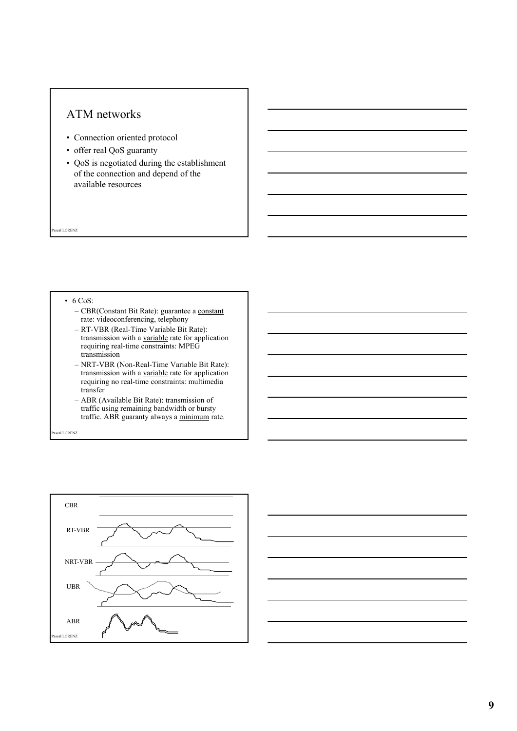## ATM networks

- Connection oriented protocol
- offer real QoS guaranty
- QoS is negotiated during the establishment of the connection and depend of the available resources

---

- 6 CoS:
  - CBR(Constant Bit Rate): guarantee a constant rate: videoconferencing, telephony
  - RT-VBR (Real-Time Variable Bit Rate): transmission with a variable rate for application requiring real-time constraints: MPEG transmission
  - NRT-VBR (Non-Real-Time Variable Bit Rate): transmission with a variable rate for application requiring no real-time constraints: multimedia transfer
  - ABR (Available Bit Rate): transmission of traffic using remaining bandwidth or bursty traffic. ABR guaranty always a minimum rate.

---

CBR

RT-VBR

NRT-VBR

UBR

ABR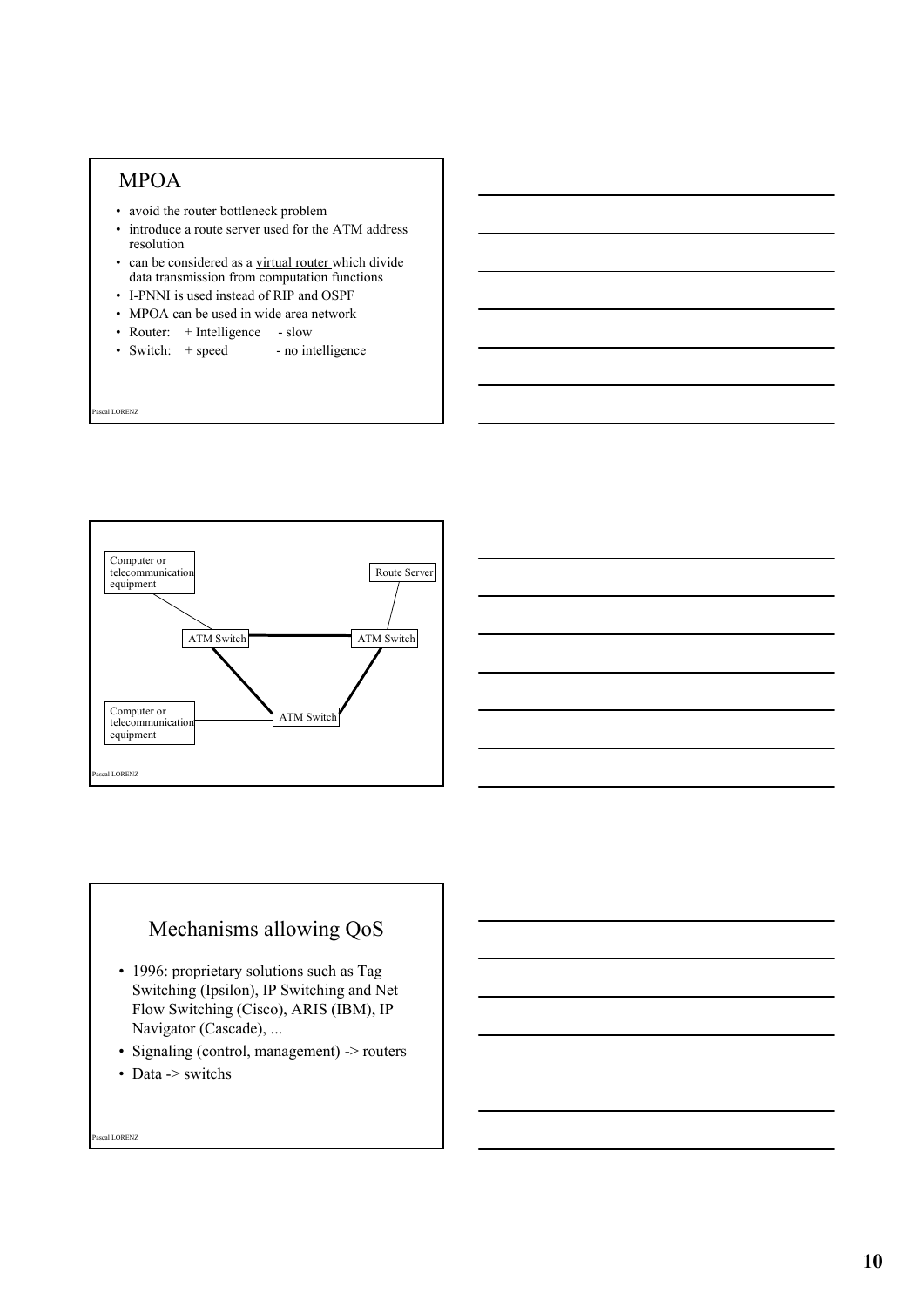## MPOA

- avoid the router bottleneck problem
- introduce a route server used for the ATM address resolution
- can be considered as a virtual router which divide data transmission from computation functions
- I-PNNI is used instead of RIP and OSPF
- MPOA can be used in wide area network
- Router: + Intelligence - slow
- Switch: + speed - no intelligence

Pascal LORENZ

Computer or telecommunication equipment

Route Server

ATM Switch

ATM Switch

Computer or telecommunication equipment

ATM Switch

Pascal LORENZ

## Mechanisms allowing QoS

- 1996: proprietary solutions such as Tag Switching (Ipsilon), IP Switching and Net Flow Switching (Cisco), ARIS (IBM), IP Navigator (Cascade), ...
- Signaling (control, management) -> routers
- Data -> switchs

Pascal LORENZ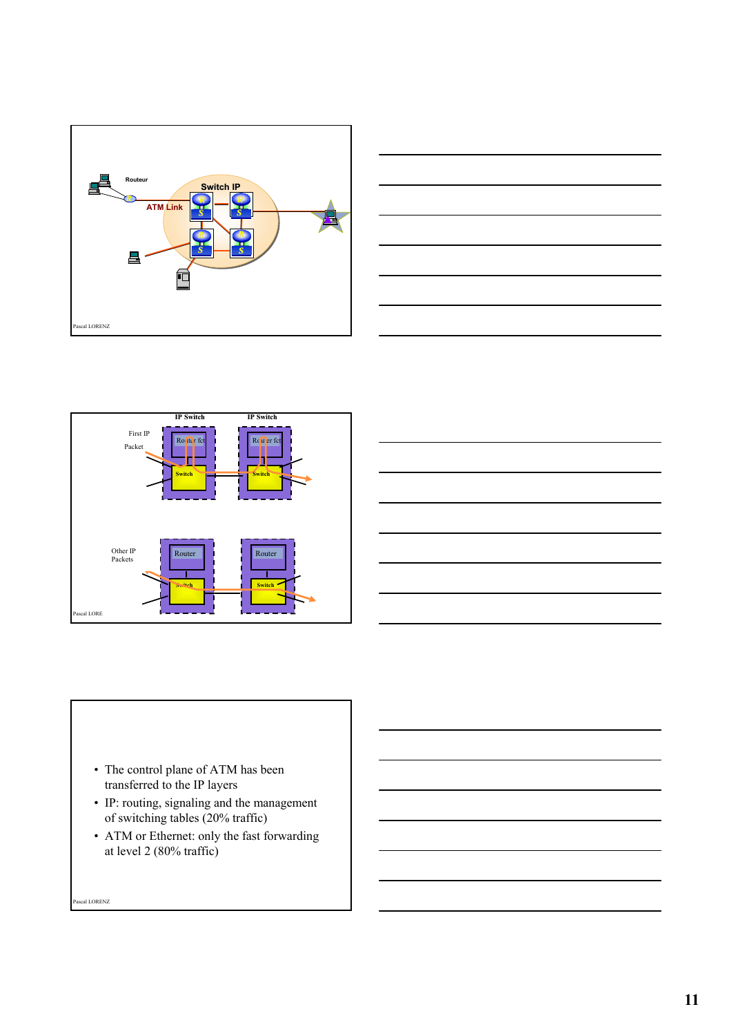Routeur

Switch IP

ATM Link

Pascal LORENZ

IP Switch

IP Switch

First IP Packet

Router fct

Router fct

Switch

Switch

Other IP Packets

Router

Router

Switch

Switch

Pascal LORE

- The control plane of ATM has been transferred to the IP layers
- IP: routing, signaling and the management of switching tables (20% traffic)
- ATM or Ethernet: only the fast forwarding at level 2 (80% traffic)

Pascal LORENZ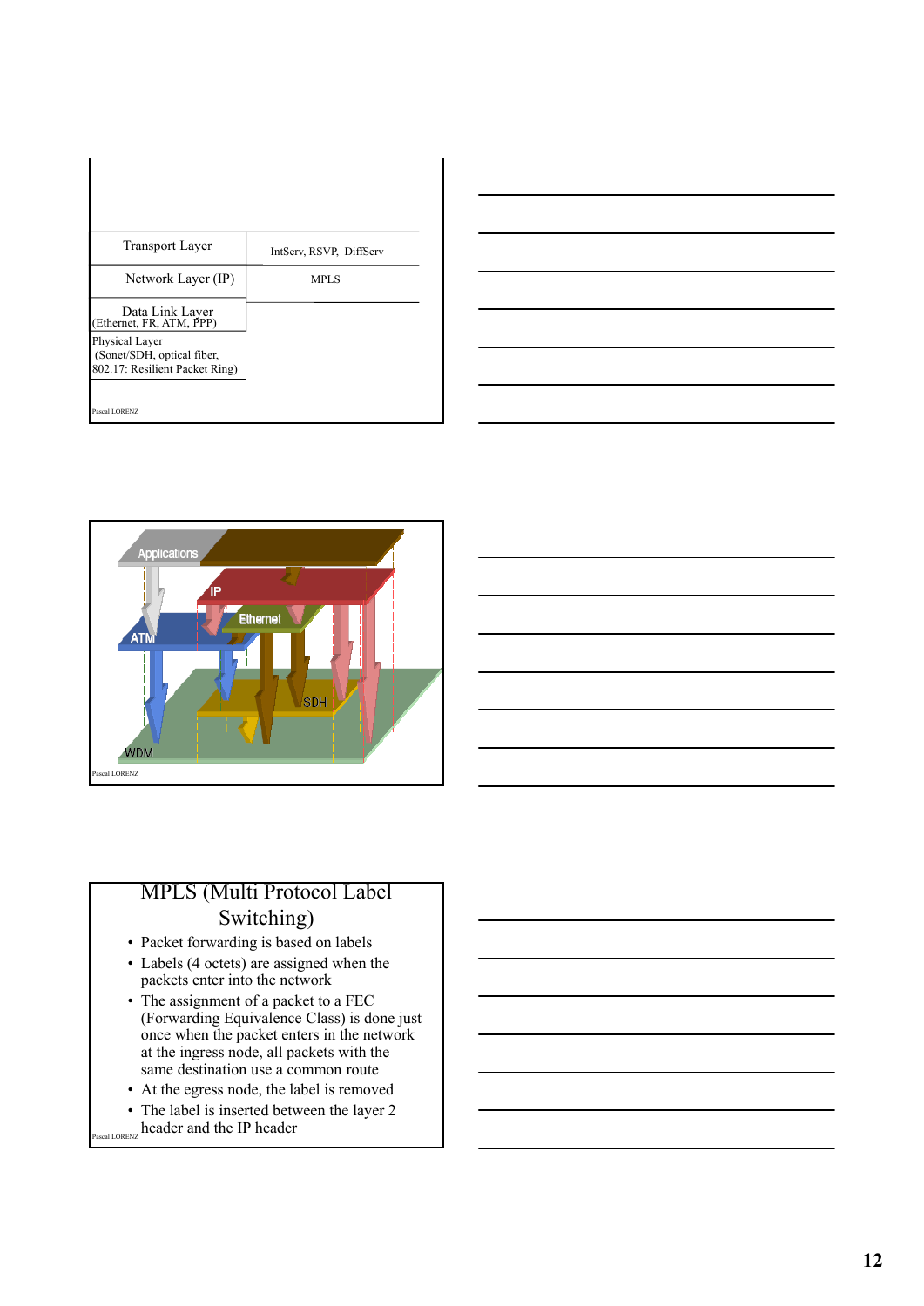| Transport Layer | IntServ, RSVP, DiffServ |
| --- | --- |
| Network Layer (IP) | MPLS |
| Data Link Layer (Ethernet, FR, ATM, PPP) | |
| Physical Layer (Sonet/SDH, optical fiber, 802.17: Resilient Packet Ring) | |

Applications

IP

Ethernet

ATM

SDH

WDM

## MPLS (Multi Protocol Label Switching)

- Packet forwarding is based on labels
- Labels (4 octets) are assigned when the packets enter into the network
- The assignment of a packet to a FEC (Forwarding Equivalence Class) is done just once when the packet enters in the network at the ingress node, all packets with the same destination use a common route
- At the egress node, the label is removed
- The label is inserted between the layer 2 header and the IP header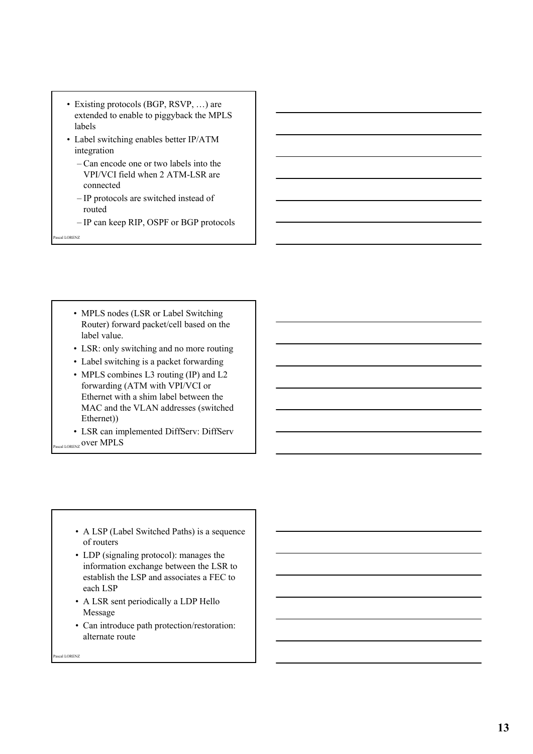- Existing protocols (BGP, RSVP, …) are extended to enable to piggyback the MPLS labels
- Label switching enables better IP/ATM integration
  - Can encode one or two labels into the VPI/VCI field when 2 ATM-LSR are connected
  - IP protocols are switched instead of routed
  - IP can keep RIP, OSPF or BGP protocols

---

- MPLS nodes (LSR or Label Switching Router) forward packet/cell based on the label value.
- LSR: only switching and no more routing
- Label switching is a packet forwarding
- MPLS combines L3 routing (IP) and L2 forwarding (ATM with VPI/VCI or Ethernet with a shim label between the MAC and the VLAN addresses (switched Ethernet))
- LSR can implemented DiffServ: DiffServ over MPLS

---

- A LSP (Label Switched Paths) is a sequence of routers
- LDP (signaling protocol): manages the information exchange between the LSR to establish the LSP and associates a FEC to each LSP
- A LSR sent periodically a LDP Hello Message
- Can introduce path protection/restoration: alternate route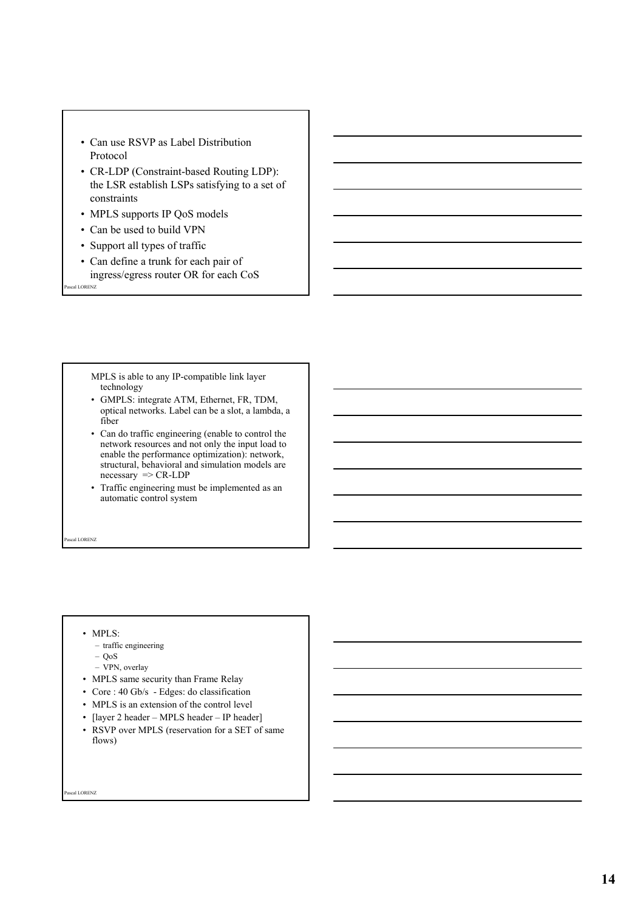- Can use RSVP as Label Distribution Protocol
- CR-LDP (Constraint-based Routing LDP): the LSR establish LSPs satisfying to a set of constraints
- MPLS supports IP QoS models
- Can be used to build VPN
- Support all types of traffic
- Can define a trunk for each pair of ingress/egress router OR for each CoS

MPLS is able to any IP-compatible link layer technology

- GMPLS: integrate ATM, Ethernet, FR, TDM, optical networks. Label can be a slot, a lambda, a fiber
- Can do traffic engineering (enable to control the network resources and not only the input load to enable the performance optimization): network, structural, behavioral and simulation models are necessary => CR-LDP
- Traffic engineering must be implemented as an automatic control system

- MPLS:
  - traffic engineering
  - QoS
  - VPN, overlay
- MPLS same security than Frame Relay
- Core : 40 Gb/s - Edges: do classification
- MPLS is an extension of the control level
- [layer 2 header – MPLS header – IP header]
- RSVP over MPLS (reservation for a SET of same flows)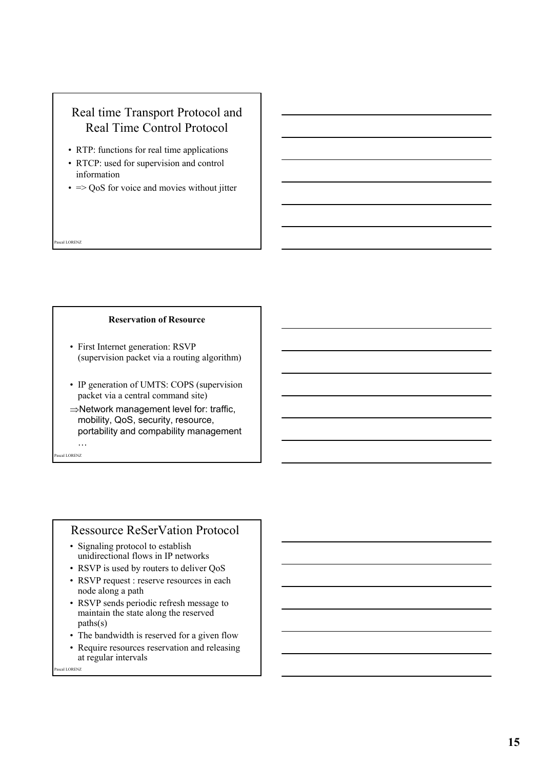## Real time Transport Protocol and Real Time Control Protocol

- RTP: functions for real time applications
- RTCP: used for supervision and control information
- => QoS for voice and movies without jitter

Pascal LORENZ

## Reservation of Resource

- First Internet generation: RSVP (supervision packet via a routing algorithm)
- IP generation of UMTS: COPS (supervision packet via a central command site)

⇒Network management level for: traffic, mobility, QoS, security, resource, portability and compability management …

Pascal LORENZ

## Ressource ReSerVation Protocol

- Signaling protocol to establish unidirectional flows in IP networks
- RSVP is used by routers to deliver QoS
- RSVP request : reserve resources in each node along a path
- RSVP sends periodic refresh message to maintain the state along the reserved paths(s)
- The bandwidth is reserved for a given flow
- Require resources reservation and releasing at regular intervals

Pascal LORENZ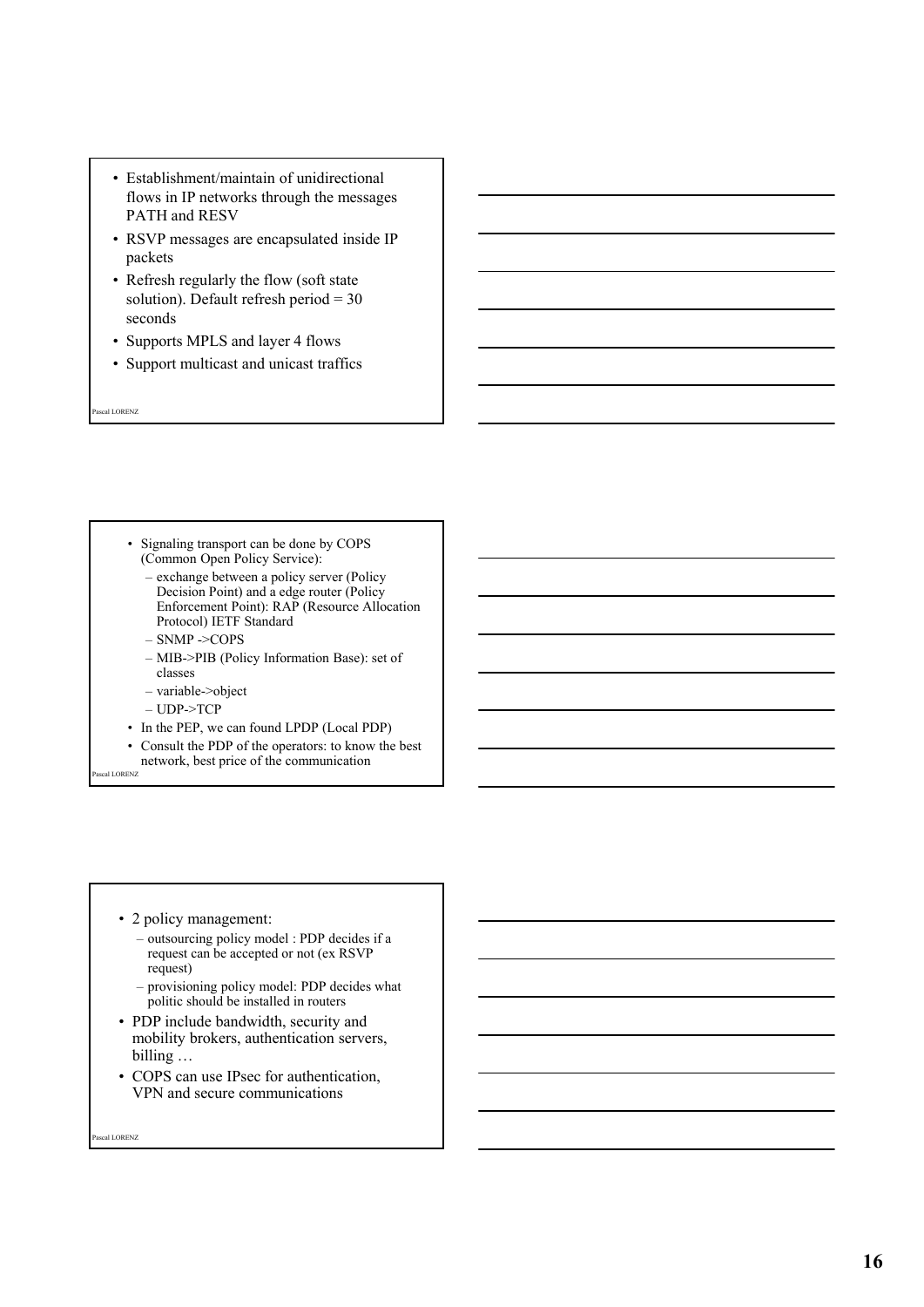- Establishment/maintain of unidirectional flows in IP networks through the messages PATH and RESV
- RSVP messages are encapsulated inside IP packets
- Refresh regularly the flow (soft state solution). Default refresh period = 30 seconds
- Supports MPLS and layer 4 flows
- Support multicast and unicast traffics

---

- Signaling transport can be done by COPS (Common Open Policy Service):
  - exchange between a policy server (Policy Decision Point) and a edge router (Policy Enforcement Point): RAP (Resource Allocation Protocol) IETF Standard
  - SNMP ->COPS
  - MIB->PIB (Policy Information Base): set of classes
  - variable->object
  - UDP->TCP
- In the PEP, we can found LPDP (Local PDP)
- Consult the PDP of the operators: to know the best network, best price of the communication

---

- 2 policy management:
  - outsourcing policy model : PDP decides if a request can be accepted or not (ex RSVP request)
  - provisioning policy model: PDP decides what politic should be installed in routers
- PDP include bandwidth, security and mobility brokers, authentication servers, billing …
- COPS can use IPsec for authentication, VPN and secure communications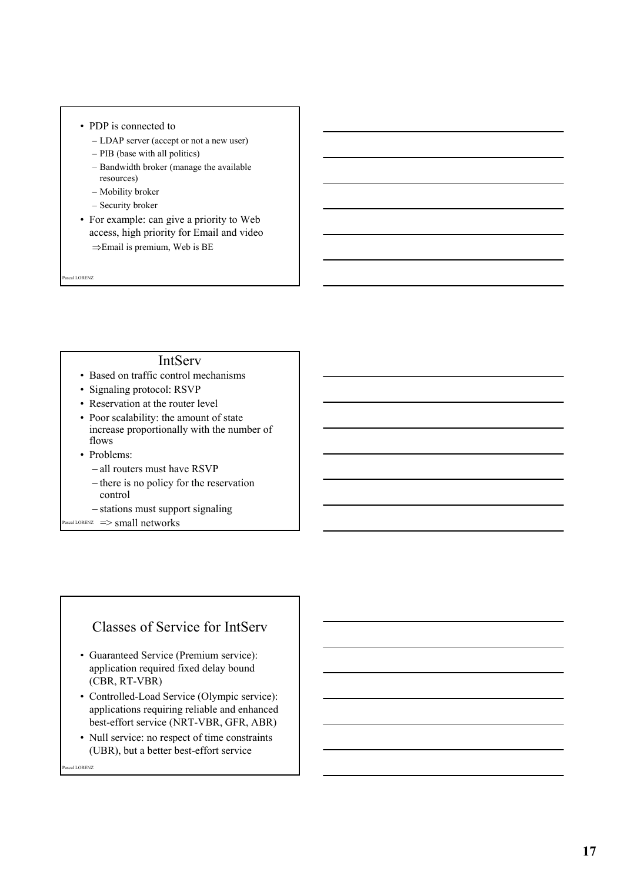- PDP is connected to
  - LDAP server (accept or not a new user)
  - PIB (base with all politics)
  - Bandwidth broker (manage the available resources)
  - Mobility broker
  - Security broker
- For example: can give a priority to Web access, high priority for Email and video
  - ⇒Email is premium, Web is BE

## IntServ

- Based on traffic control mechanisms
- Signaling protocol: RSVP
- Reservation at the router level
- Poor scalability: the amount of state increase proportionally with the number of flows
- Problems:
  - all routers must have RSVP
  - there is no policy for the reservation control
  - stations must support signaling
- => small networks

## Classes of Service for IntServ

- Guaranteed Service (Premium service): application required fixed delay bound (CBR, RT-VBR)
- Controlled-Load Service (Olympic service): applications requiring reliable and enhanced best-effort service (NRT-VBR, GFR, ABR)
- Null service: no respect of time constraints (UBR), but a better best-effort service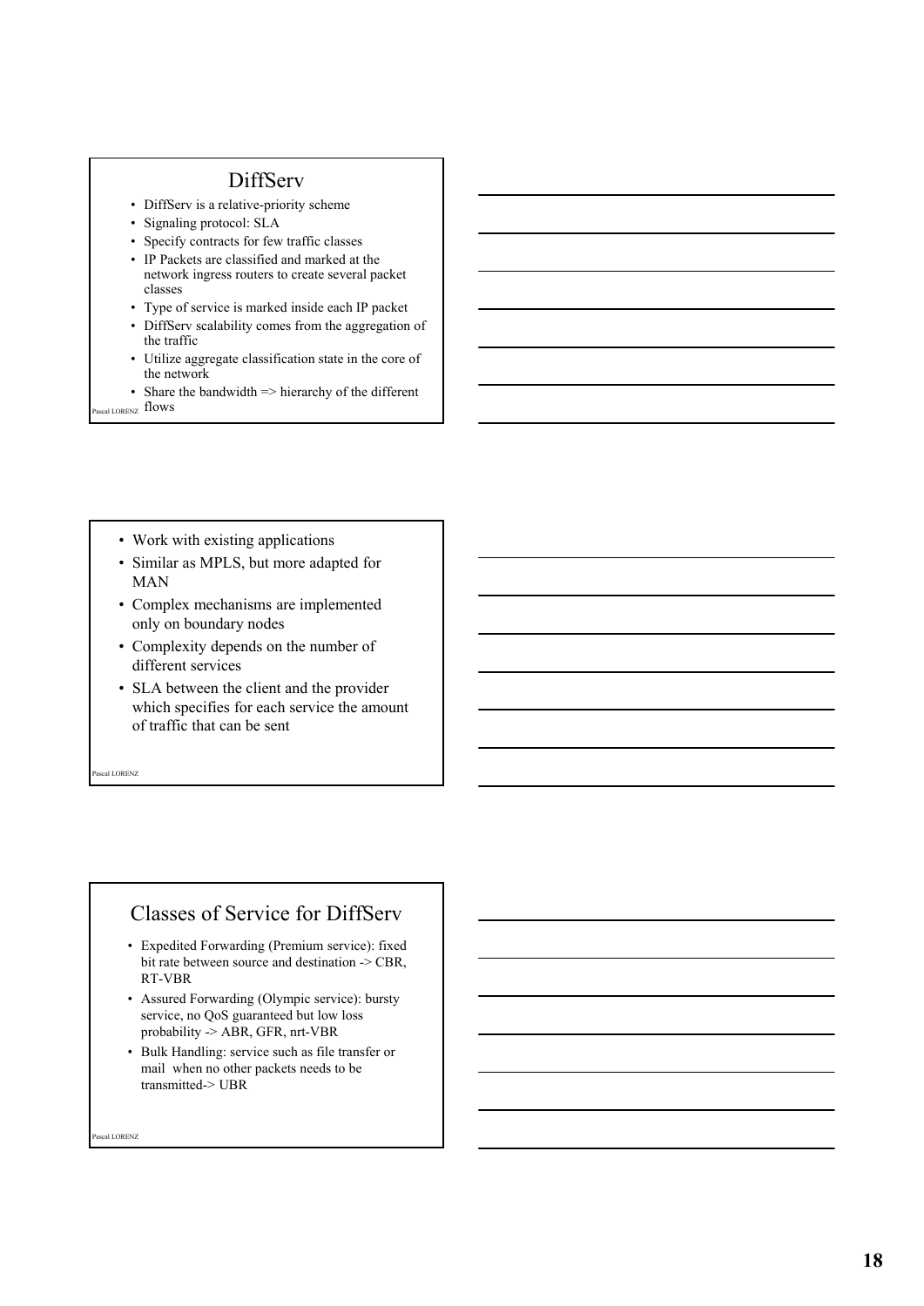## DiffServ

- DiffServ is a relative-priority scheme
- Signaling protocol: SLA
- Specify contracts for few traffic classes
- IP Packets are classified and marked at the network ingress routers to create several packet classes
- Type of service is marked inside each IP packet
- DiffServ scalability comes from the aggregation of the traffic
- Utilize aggregate classification state in the core of the network
- Share the bandwidth => hierarchy of the different flows

---

- Work with existing applications
- Similar as MPLS, but more adapted for MAN
- Complex mechanisms are implemented only on boundary nodes
- Complexity depends on the number of different services
- SLA between the client and the provider which specifies for each service the amount of traffic that can be sent

---

## Classes of Service for DiffServ

- Expedited Forwarding (Premium service): fixed bit rate between source and destination -> CBR, RT-VBR
- Assured Forwarding (Olympic service): bursty service, no QoS guaranteed but low loss probability -> ABR, GFR, nrt-VBR
- Bulk Handling: service such as file transfer or mail when no other packets needs to be transmitted-> UBR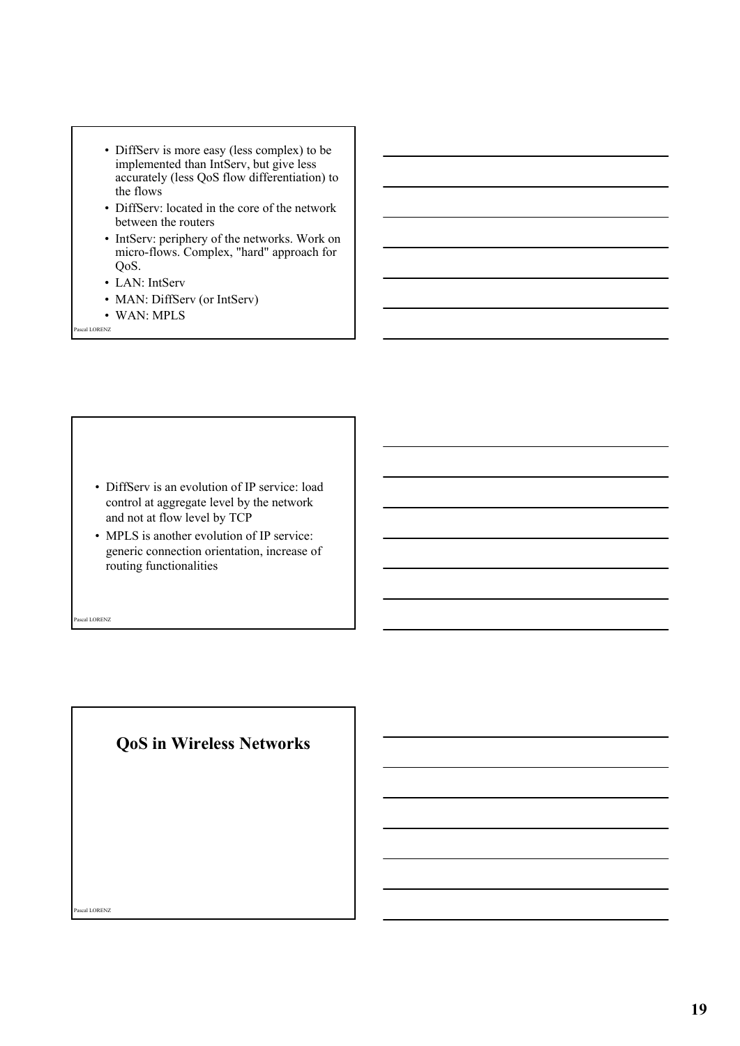- DiffServ is more easy (less complex) to be implemented than IntServ, but give less accurately (less QoS flow differentiation) to the flows
- DiffServ: located in the core of the network between the routers
- IntServ: periphery of the networks. Work on micro-flows. Complex, "hard" approach for QoS.
- LAN: IntServ
- MAN: DiffServ (or IntServ)
- WAN: MPLS

---

- DiffServ is an evolution of IP service: load control at aggregate level by the network and not at flow level by TCP
- MPLS is another evolution of IP service: generic connection orientation, increase of routing functionalities

---

# QoS in Wireless Networks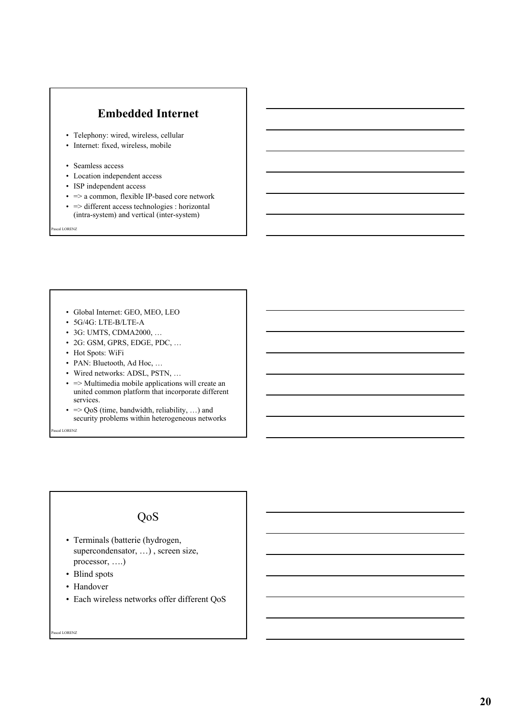## Embedded Internet

- Telephony: wired, wireless, cellular
- Internet: fixed, wireless, mobile

- Seamless access
- Location independent access
- ISP independent access
- => a common, flexible IP-based core network
- => different access technologies : horizontal (intra-system) and vertical (inter-system)

---

- Global Internet: GEO, MEO, LEO
- 5G/4G: LTE-B/LTE-A
- 3G: UMTS, CDMA2000, …
- 2G: GSM, GPRS, EDGE, PDC, …
- Hot Spots: WiFi
- PAN: Bluetooth, Ad Hoc, …
- Wired networks: ADSL, PSTN, …
- => Multimedia mobile applications will create an united common platform that incorporate different services.
- => QoS (time, bandwidth, reliability, …) and security problems within heterogeneous networks

---

## QoS

- Terminals (batterie (hydrogen, supercondensator, …) , screen size, processor, ….)
- Blind spots
- Handover
- Each wireless networks offer different QoS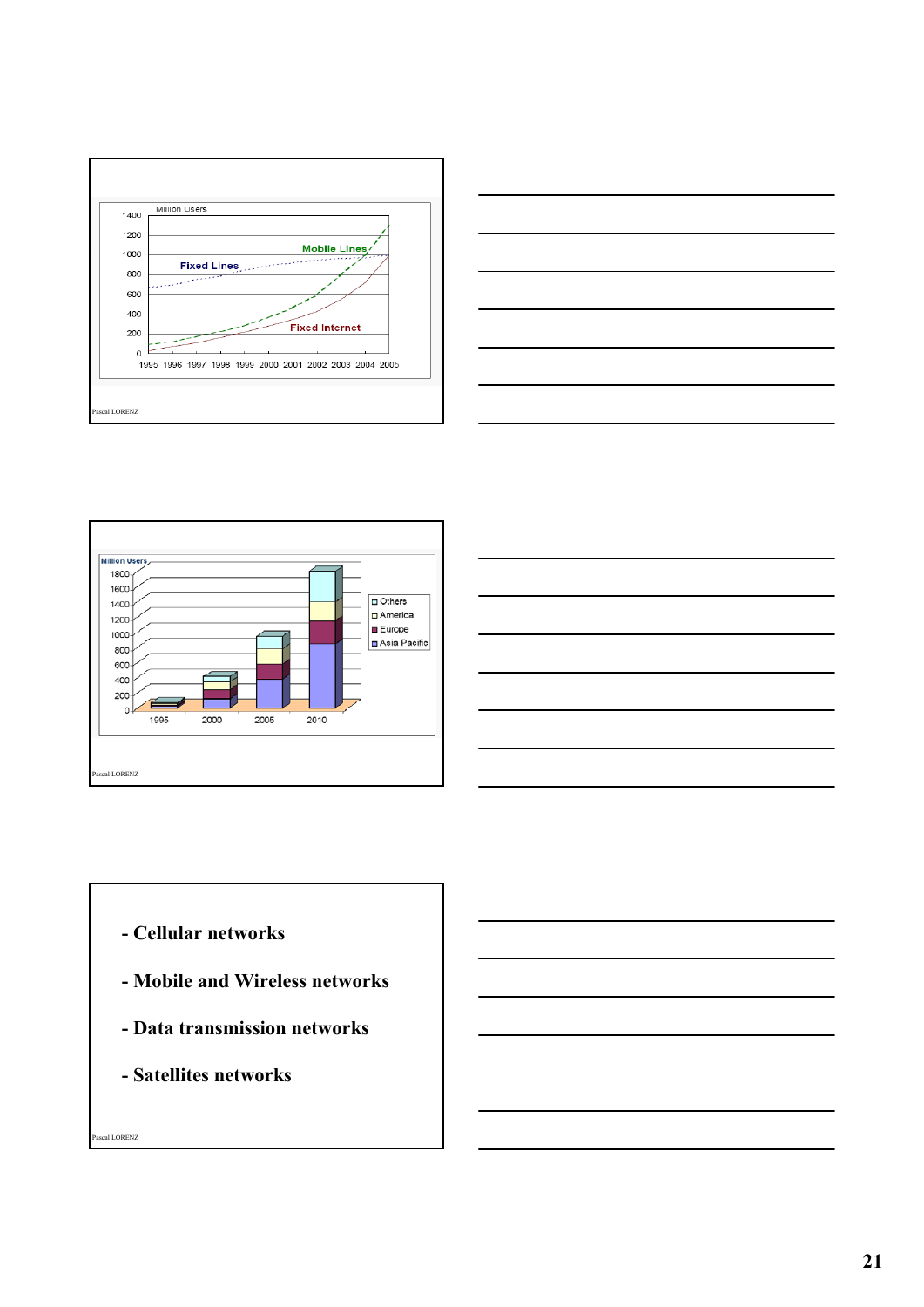Million Users

Mobile Lines

Fixed Lines

Fixed Internet

1995 1996 1997 1998 1999 2000 2001 2002 2003 2004 2005

Million Users

Others
America
Europe
Asia Pacific

1995 2000 2005 2010

- **Cellular networks**
- **Mobile and Wireless networks**
- **Data transmission networks**
- **Satellites networks**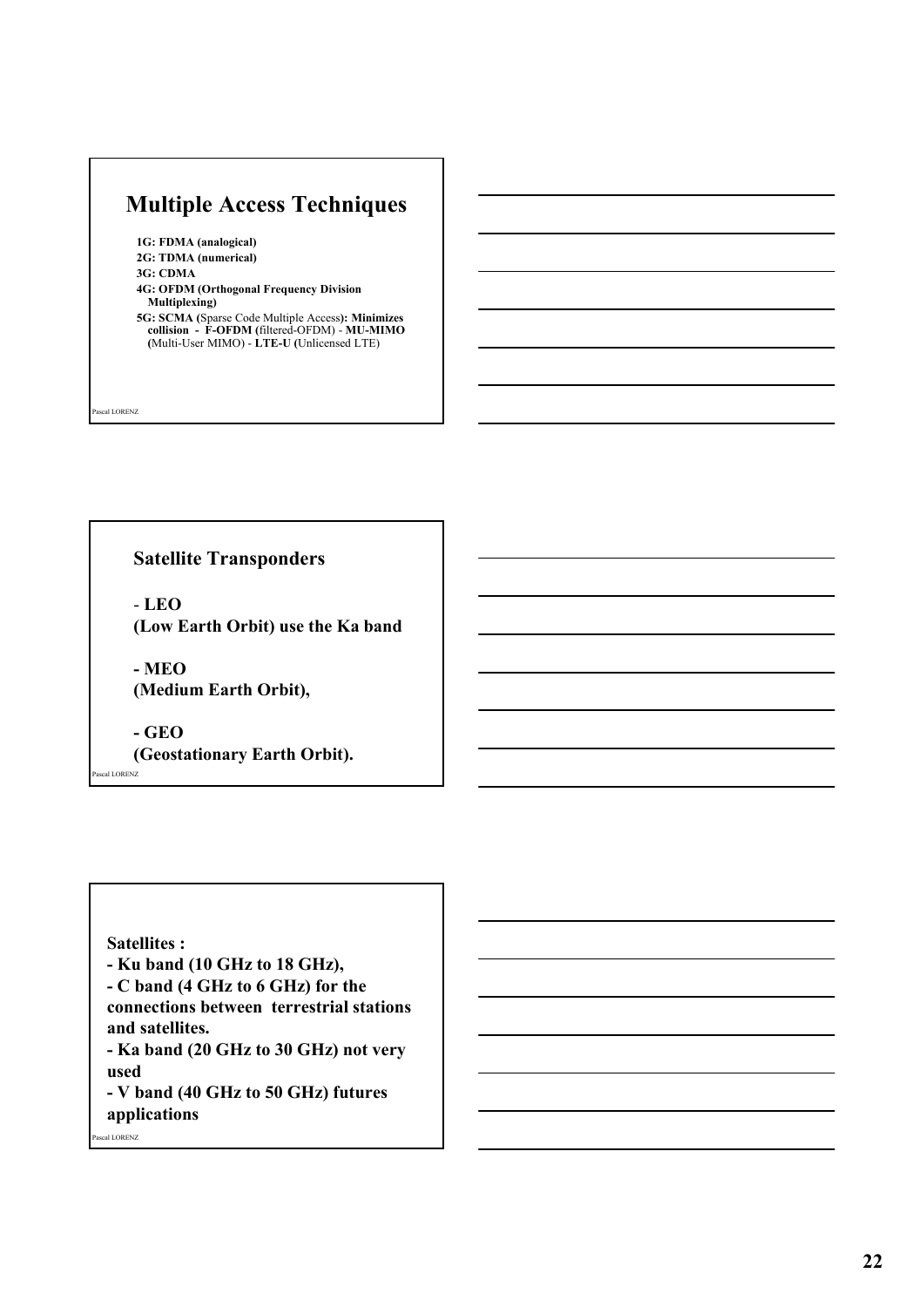# Multiple Access Techniques

**1G: FDMA (analogical)**

**2G: TDMA (numerical)**

**3G: CDMA**

**4G: OFDM (Orthogonal Frequency Division Multiplexing)**

**5G: SCMA (**Sparse Code Multiple Access**): Minimizes collision - F-OFDM (**filtered-OFDM) - **MU-MIMO (**Multi-User MIMO) - **LTE-U (**Unlicensed LTE)

## Satellite Transponders

- **LEO**
**(Low Earth Orbit) use the Ka band**

- **MEO**
**(Medium Earth Orbit),**

- **GEO**
**(Geostationary Earth Orbit).**

**Satellites :**

**- Ku band (10 GHz to 18 GHz),**

**- C band (4 GHz to 6 GHz) for the connections between terrestrial stations and satellites.**

**- Ka band (20 GHz to 30 GHz) not very used**

**- V band (40 GHz to 50 GHz) futures applications**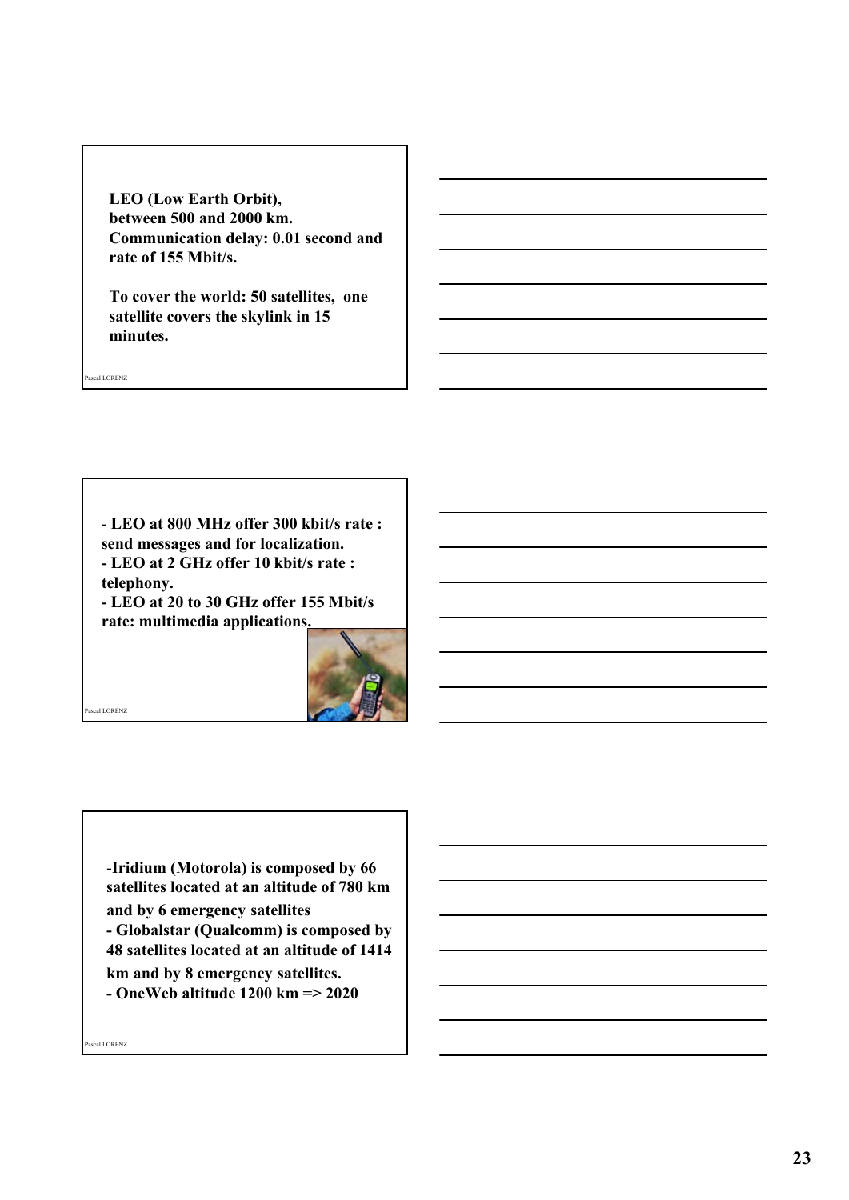LEO (Low Earth Orbit), between 500 and 2000 km. Communication delay: 0.01 second and rate of 155 Mbit/s.

To cover the world: 50 satellites, one satellite covers the skylink in 15 minutes.

- LEO at 800 MHz offer 300 kbit/s rate : send messages and for localization.
- LEO at 2 GHz offer 10 kbit/s rate : telephony.
- LEO at 20 to 30 GHz offer 155 Mbit/s rate: multimedia applications.

- Iridium (Motorola) is composed by 66 satellites located at an altitude of 780 km and by 6 emergency satellites
- Globalstar (Qualcomm) is composed by 48 satellites located at an altitude of 1414 km and by 8 emergency satellites.
- OneWeb altitude 1200 km => 2020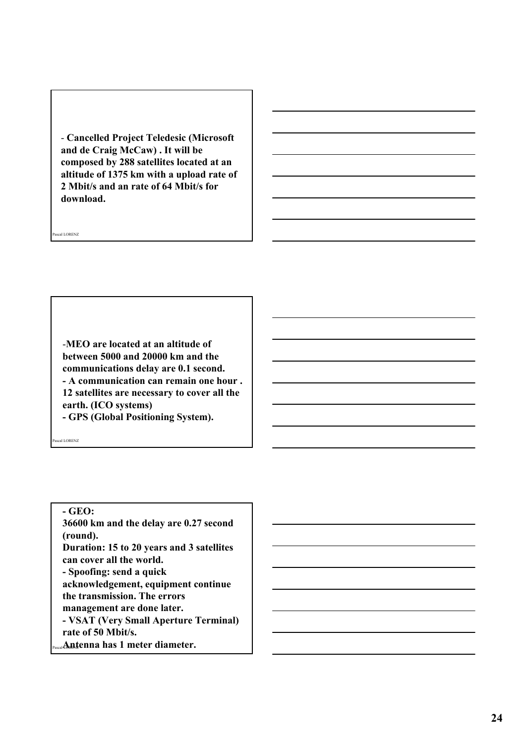**- Cancelled Project Teledesic (Microsoft and de Craig McCaw) . It will be composed by 288 satellites located at an altitude of 1375 km with a upload rate of 2 Mbit/s and an rate of 64 Mbit/s for download.**

**-MEO are located at an altitude of between 5000 and 20000 km and the communications delay are 0.1 second.**
**- A communication can remain one hour . 12 satellites are necessary to cover all the earth. (ICO systems)**
**- GPS (Global Positioning System).**

**- GEO:**
**36600 km and the delay are 0.27 second (round).**
**Duration: 15 to 20 years and 3 satellites can cover all the world.**
**- Spoofing: send a quick acknowledgement, equipment continue the transmission. The errors management are done later.**
**- VSAT (Very Small Aperture Terminal) rate of 50 Mbit/s.**
**Antenna has 1 meter diameter.**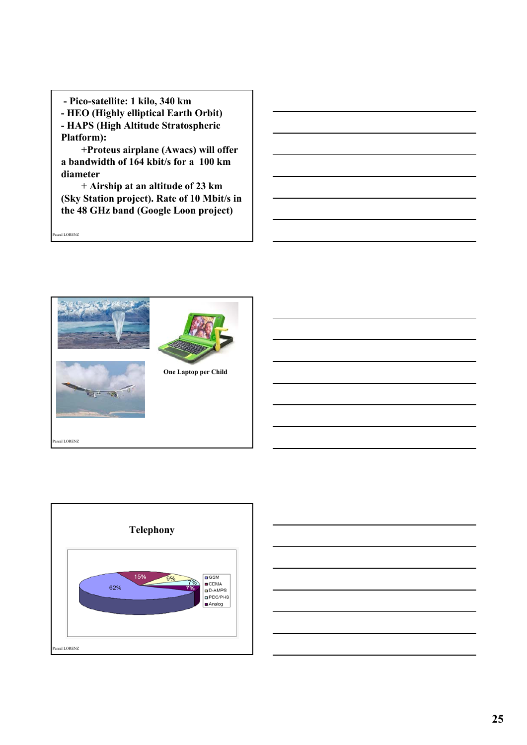- Pico-satellite: 1 kilo, 340 km
- HEO (Highly elliptical Earth Orbit)
- HAPS (High Altitude Stratospheric Platform):
  - +Proteus airplane (Awacs) will offer a bandwidth of 164 kbit/s for a 100 km diameter
  - + Airship at an altitude of 23 km (Sky Station project). Rate of 10 Mbit/s in the 48 GHz band (Google Loon project)

One Laptop per Child

## Telephony

| Technology | Share |
| --- | --- |
| GSM | 62% |
| CDMA | 15% |
| D-AMPS | 9% |
| PDC/PHS | 7% |
| Analog | 7% |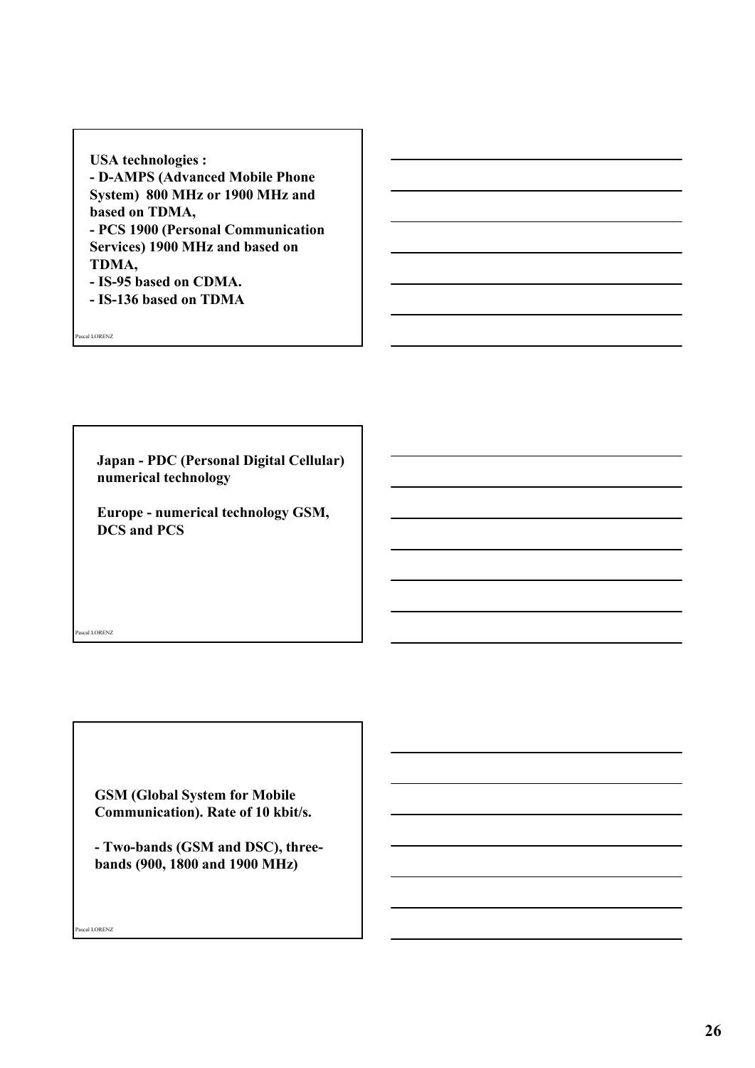**USA technologies :**
**- D-AMPS (Advanced Mobile Phone System) 800 MHz or 1900 MHz and based on TDMA,**
**- PCS 1900 (Personal Communication Services) 1900 MHz and based on TDMA,**
**- IS-95 based on CDMA.**
**- IS-136 based on TDMA**

---

**Japan - PDC (Personal Digital Cellular) numerical technology**

**Europe - numerical technology GSM, DCS and PCS**

---

**GSM (Global System for Mobile Communication). Rate of 10 kbit/s.**

**- Two-bands (GSM and DSC), three-bands (900, 1800 and 1900 MHz)**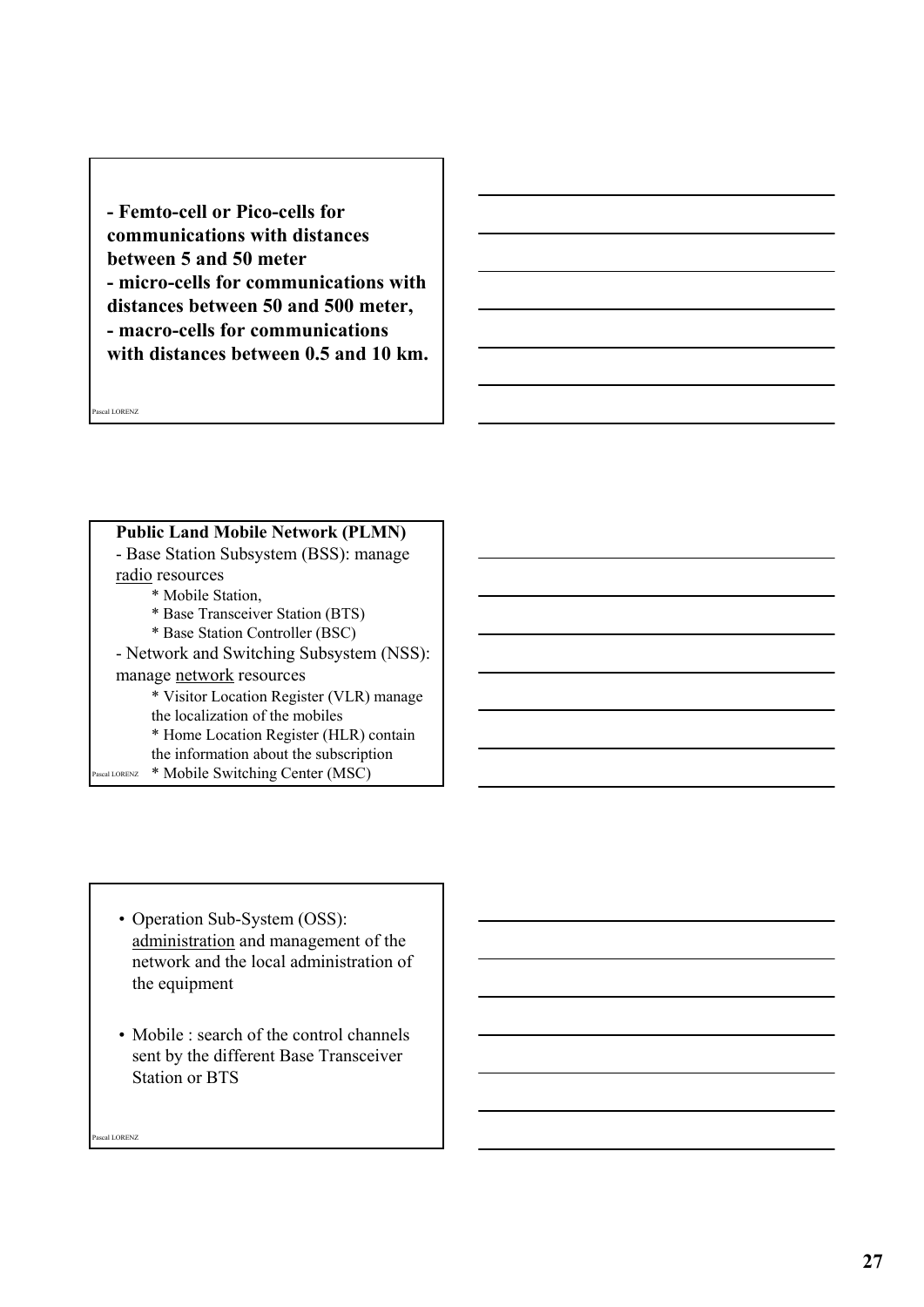**- Femto-cell or Pico-cells for communications with distances between 5 and 50 meter**
**- micro-cells for communications with distances between 50 and 500 meter,**
**- macro-cells for communications with distances between 0.5 and 10 km.**

**Public Land Mobile Network (PLMN)**

- Base Station Subsystem (BSS): manage <u>radio</u> resources
    * Mobile Station,
    * Base Transceiver Station (BTS)
    * Base Station Controller (BSC)
- Network and Switching Subsystem (NSS): manage <u>network</u> resources
    * Visitor Location Register (VLR) manage the localization of the mobiles
    * Home Location Register (HLR) contain the information about the subscription
    * Mobile Switching Center (MSC)

- Operation Sub-System (OSS): <u>administration</u> and management of the network and the local administration of the equipment
- Mobile : search of the control channels sent by the different Base Transceiver Station or BTS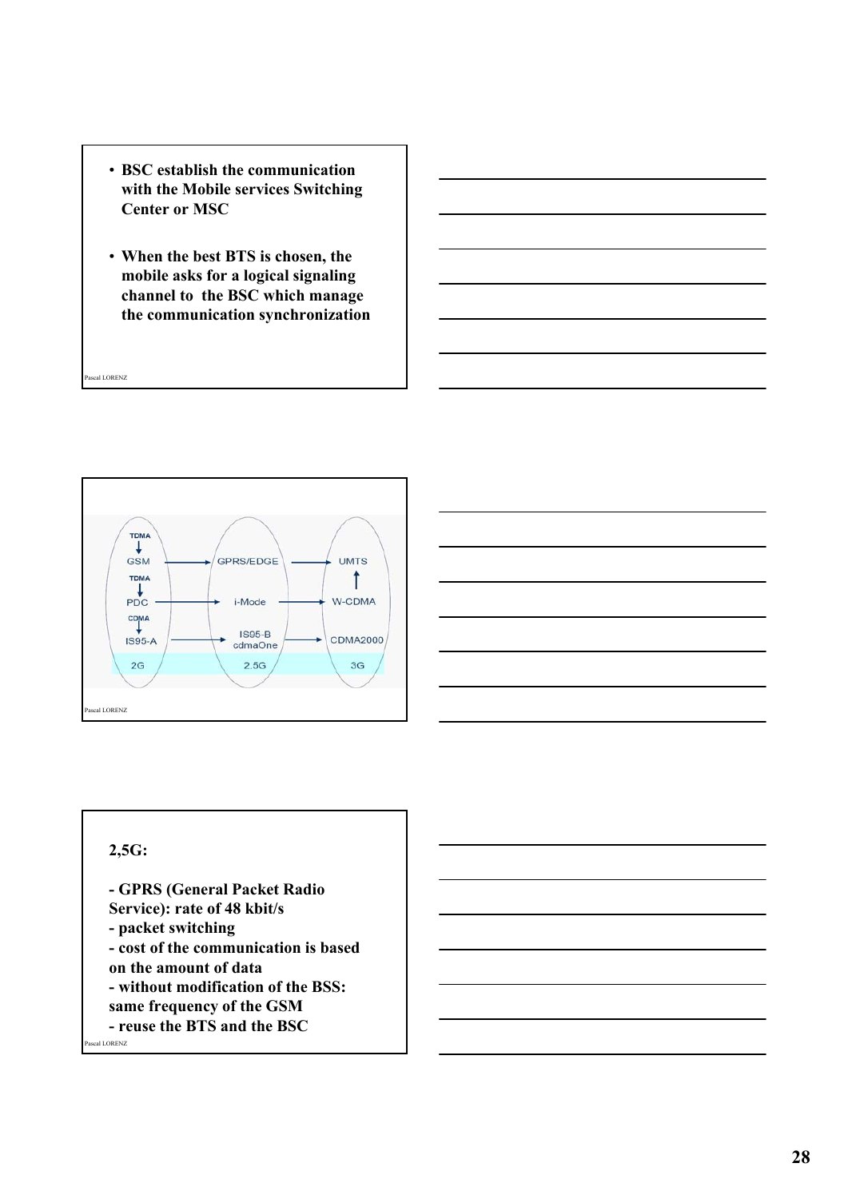- BSC establish the communication with the Mobile services Switching Center or MSC

- When the best BTS is chosen, the mobile asks for a logical signaling channel to the BSC which manage the communication synchronization

| 2G | 2.5G | 3G |
|---|---|---|
| TDMA → GSM | GPRS/EDGE | UMTS |
| TDMA → PDC | i-Mode | W-CDMA |
| CDMA → IS95-A | IS95-B cdmaOne | CDMA2000 |

**2,5G:**

- GPRS (General Packet Radio Service): rate of 48 kbit/s
- packet switching
- cost of the communication is based on the amount of data
- without modification of the BSS: same frequency of the GSM
- reuse the BTS and the BSC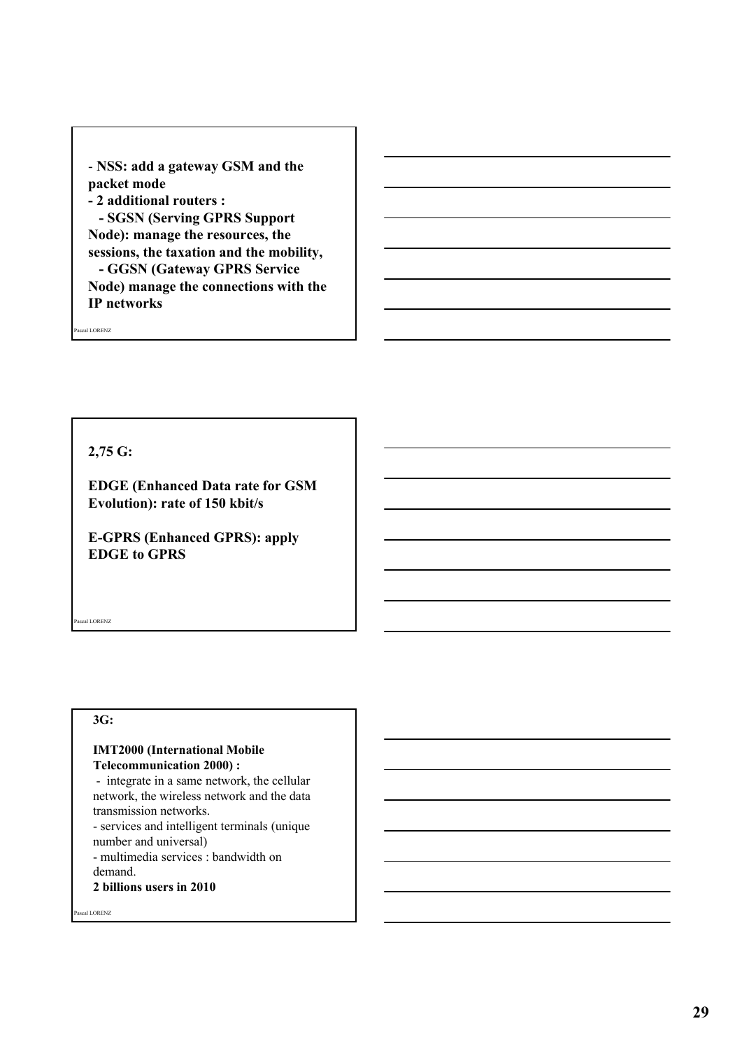**- NSS: add a gateway GSM and the packet mode**

**- 2 additional routers :**

**- SGSN (Serving GPRS Support Node): manage the resources, the sessions, the taxation and the mobility,**

**- GGSN (Gateway GPRS Service Node) manage the connections with the IP networks**

---

**2,75 G:**

**EDGE (Enhanced Data rate for GSM Evolution): rate of 150 kbit/s**

**E-GPRS (Enhanced GPRS): apply EDGE to GPRS**

---

**3G:**

**IMT2000 (International Mobile Telecommunication 2000) :**

- integrate in a same network, the cellular network, the wireless network and the data transmission networks.
- services and intelligent terminals (unique number and universal)
- multimedia services : bandwidth on demand.

**2 billions users in 2010**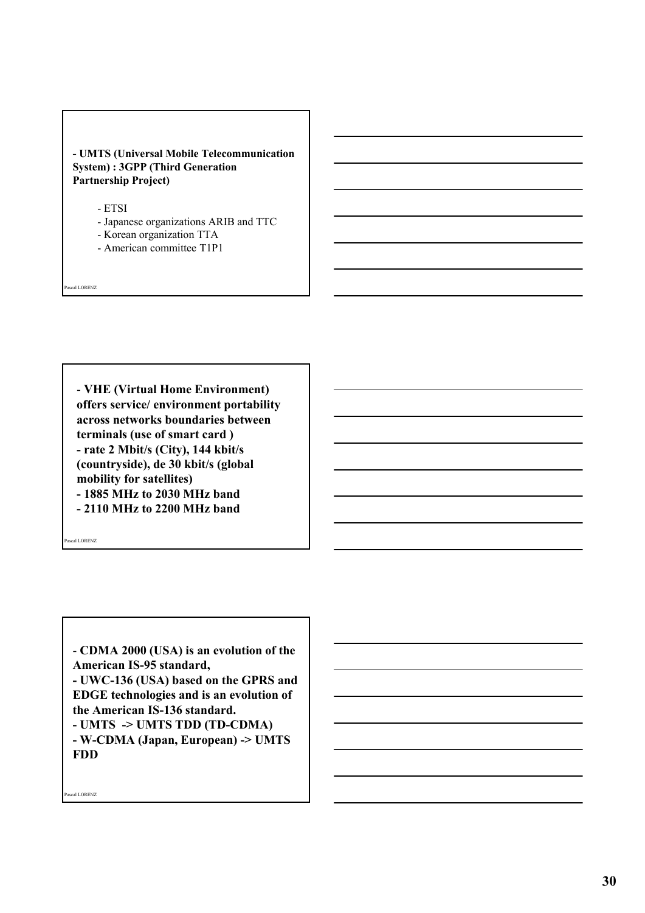**- UMTS (Universal Mobile Telecommunication System) : 3GPP (Third Generation Partnership Project)**

- ETSI
- Japanese organizations ARIB and TTC
- Korean organization TTA
- American committee T1P1

- **VHE (Virtual Home Environment) offers service/ environment portability across networks boundaries between terminals (use of smart card )**
- **rate 2 Mbit/s (City), 144 kbit/s (countryside), de 30 kbit/s (global mobility for satellites)**
- **1885 MHz to 2030 MHz band**
- **2110 MHz to 2200 MHz band**

- **CDMA 2000 (USA) is an evolution of the American IS-95 standard,**
- **UWC-136 (USA) based on the GPRS and EDGE technologies and is an evolution of the American IS-136 standard.**
- **UMTS -> UMTS TDD (TD-CDMA)**
- **W-CDMA (Japan, European) -> UMTS FDD**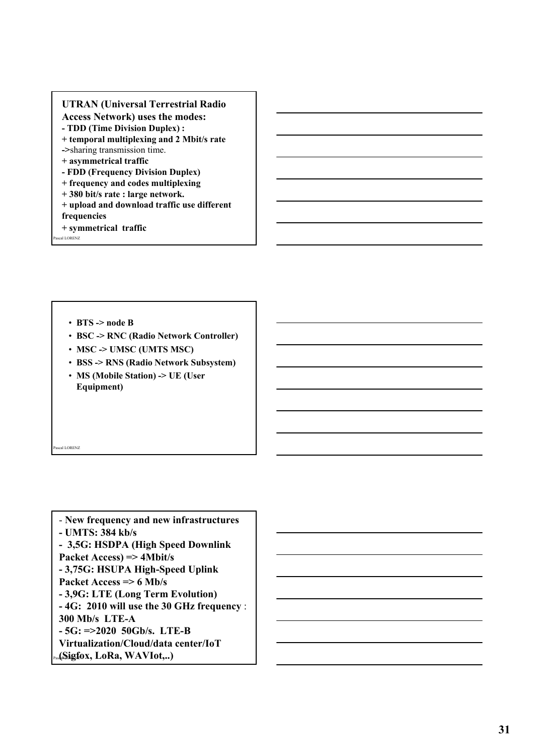**UTRAN (Universal Terrestrial Radio Access Network) uses the modes:**

**- TDD (Time Division Duplex) :**

**+ temporal multiplexing and 2 Mbit/s rate**

**->**sharing transmission time.

**+ asymmetrical traffic**

**- FDD (Frequency Division Duplex)**

**+ frequency and codes multiplexing**

**+ 380 bit/s rate : large network.**

**+ upload and download traffic use different frequencies**

**+ symmetrical traffic**

- **BTS -> node B**
- **BSC -> RNC (Radio Network Controller)**
- **MSC -> UMSC (UMTS MSC)**
- **BSS -> RNS (Radio Network Subsystem)**
- **MS (Mobile Station) -> UE (User Equipment)**

- **New frequency and new infrastructures**

**- UMTS: 384 kb/s**

**- 3,5G: HSDPA (High Speed Downlink Packet Access) => 4Mbit/s**

**- 3,75G: HSUPA High-Speed Uplink Packet Access => 6 Mb/s**

**- 3,9G: LTE (Long Term Evolution)**

**- 4G: 2010 will use the 30 GHz frequency** : **300 Mb/s LTE-A**

**- 5G: =>2020 50Gb/s. LTE-B Virtualization/Cloud/data center/IoT (Sigfox, LoRa, WAVIot,..)**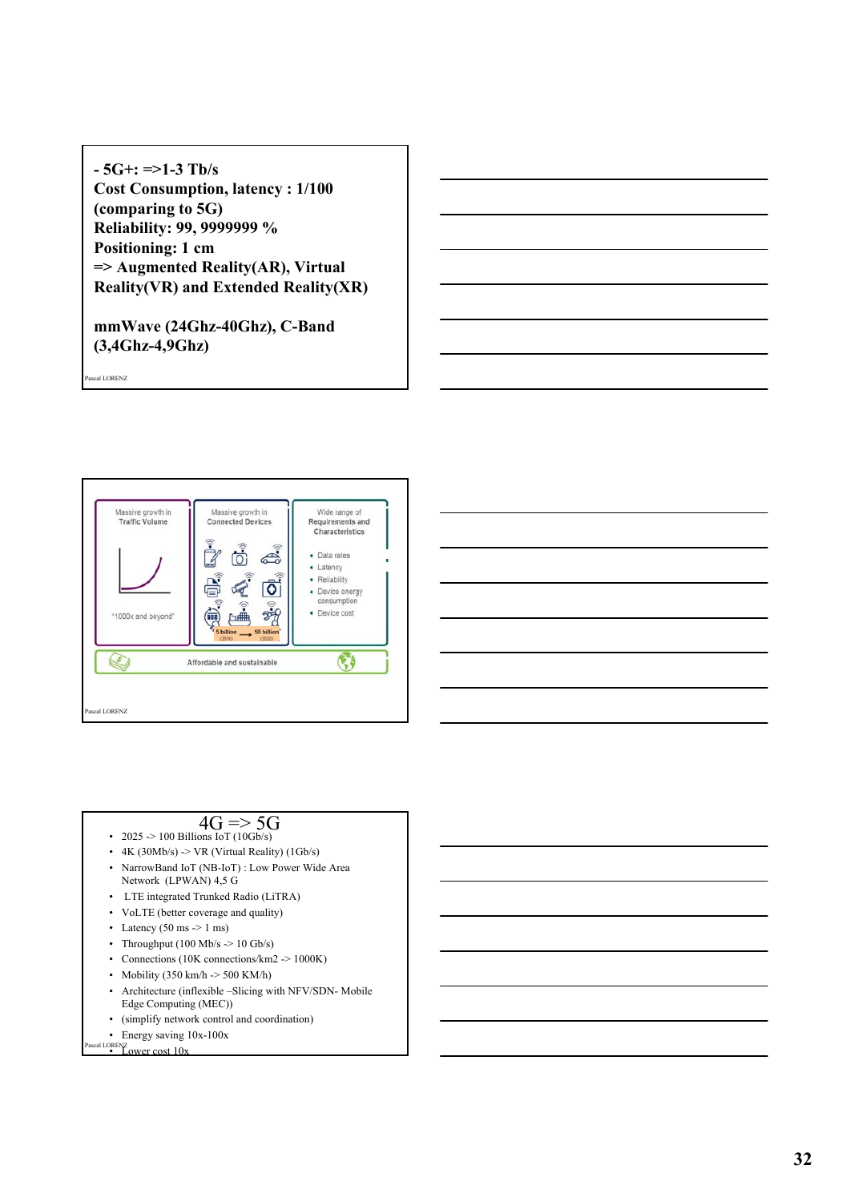**- 5G+: =>1-3 Tb/s**
**Cost Consumption, latency : 1/100 (comparing to 5G)**
**Reliability: 99, 9999999 %**
**Positioning: 1 cm**
**=> Augmented Reality(AR), Virtual Reality(VR) and Extended Reality(XR)**

**mmWave (24Ghz-40Ghz), C-Band (3,4Ghz-4,9Ghz)**

---

Massive growth in Traffic Volume

"1000x and beyond"

Massive growth in Connected Devices

5 billion (2016) → 50 billion (2020)

Wide range of Requirements and Characteristics

- Data rates
- Latency
- Reliability
- Device energy consumption
- Device cost

Affordable and sustainable

---

# 4G => 5G

- 2025 -> 100 Billions IoT (10Gb/s)
- 4K (30Mb/s) -> VR (Virtual Reality) (1Gb/s)
- NarrowBand IoT (NB-IoT) : Low Power Wide Area Network (LPWAN) 4,5 G
- LTE integrated Trunked Radio (LiTRA)
- VoLTE (better coverage and quality)
- Latency (50 ms -> 1 ms)
- Throughput (100 Mb/s -> 10 Gb/s)
- Connections (10K connections/km2 -> 1000K)
- Mobility (350 km/h -> 500 KM/h)
- Architecture (inflexible –Slicing with NFV/SDN- Mobile Edge Computing (MEC))
- (simplify network control and coordination)
- Energy saving 10x-100x
- Lower cost 10x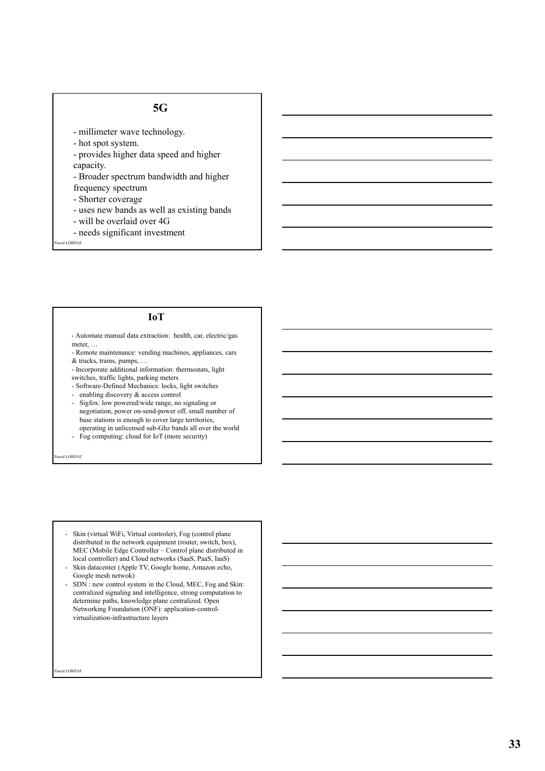## 5G

- millimeter wave technology.
- hot spot system.
- provides higher data speed and higher capacity.
- Broader spectrum bandwidth and higher frequency spectrum
- Shorter coverage
- uses new bands as well as existing bands
- will be overlaid over 4G
- needs significant investment

Pascal LORENZ

## IoT

- Automate manual data extraction: health, car, electric/gas meter, …
- Remote maintenance: vending machines, appliances, cars & trucks, trains, pumps, …
- Incorporate additional information: thermostats, light switches, traffic lights, parking meters
- Software-Defined Mechanics: locks, light switches
- enabling discovery & access control
- Sigfox: low powered/wide range, no signaling or negotiation, power on-send-power off, small number of base stations is enough to cover large territories, operating in unlicensed sub-Ghz bands all over the world
- Fog computing: cloud for IoT (more security)

Pascal LORENZ

- Skin (virtual WiFi, Virtual controler), Fog (control plane distributed in the network equipment (router, switch, box), MEC (Mobile Edge Controller – Control plane distributed in local controller) and Cloud networks (SaaS, PaaS, IaaS)
- Skin datacenter (Apple TV, Google home, Amazon echo, Google mesh netwok)
- SDN : new control system in the Cloud, MEC, Fog and Skin: centralized signaling and intelligence, strong computation to determine paths, knowledge plane centralized. Open Networking Foundation (ONF): application-control-virtualization-infrastructure layers

Pascal LORENZ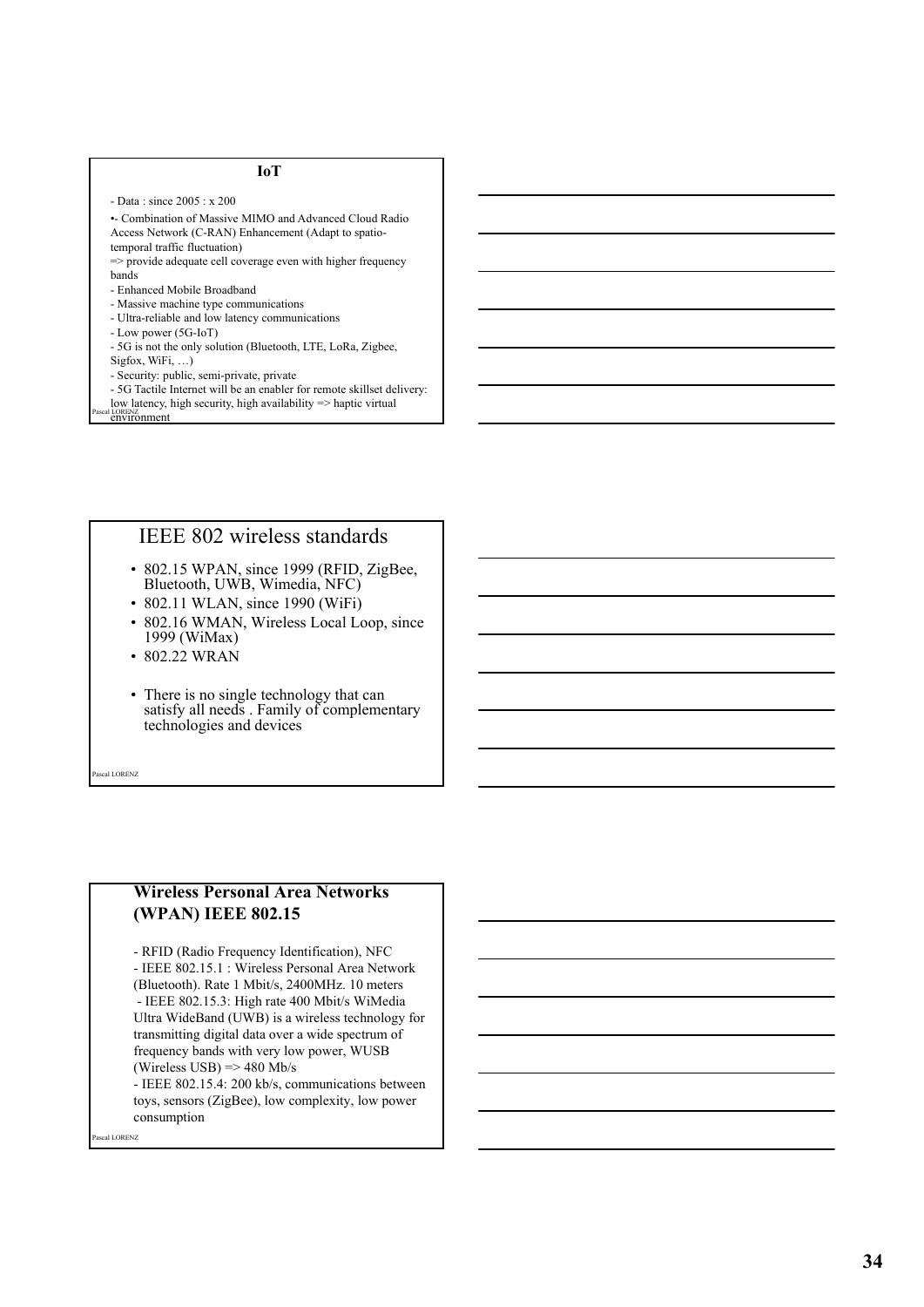## IoT

- Data : since 2005 : x 200
- Combination of Massive MIMO and Advanced Cloud Radio Access Network (C-RAN) Enhancement (Adapt to spatio-temporal traffic fluctuation)
=> provide adequate cell coverage even with higher frequency bands
- Enhanced Mobile Broadband
- Massive machine type communications
- Ultra-reliable and low latency communications
- Low power (5G-IoT)
- 5G is not the only solution (Bluetooth, LTE, LoRa, Zigbee, Sigfox, WiFi, …)
- Security: public, semi-private, private
- 5G Tactile Internet will be an enabler for remote skillset delivery: low latency, high security, high availability => haptic virtual environment

## IEEE 802 wireless standards

- 802.15 WPAN, since 1999 (RFID, ZigBee, Bluetooth, UWB, Wimedia, NFC)
- 802.11 WLAN, since 1990 (WiFi)
- 802.16 WMAN, Wireless Local Loop, since 1999 (WiMax)
- 802.22 WRAN

- There is no single technology that can satisfy all needs . Family of complementary technologies and devices

## Wireless Personal Area Networks (WPAN) IEEE 802.15

- RFID (Radio Frequency Identification), NFC
- IEEE 802.15.1 : Wireless Personal Area Network (Bluetooth). Rate 1 Mbit/s, 2400MHz. 10 meters
- IEEE 802.15.3: High rate 400 Mbit/s WiMedia Ultra WideBand (UWB) is a wireless technology for transmitting digital data over a wide spectrum of frequency bands with very low power, WUSB (Wireless USB) => 480 Mb/s
- IEEE 802.15.4: 200 kb/s, communications between toys, sensors (ZigBee), low complexity, low power consumption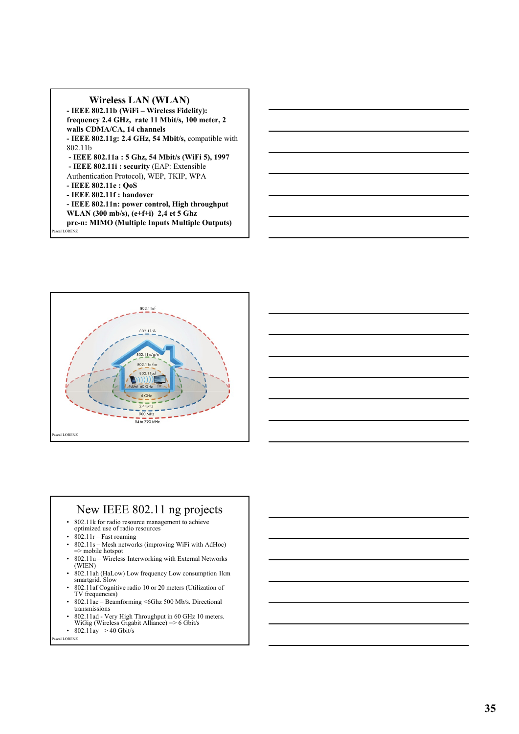## Wireless LAN (WLAN)

- **IEEE 802.11b (WiFi – Wireless Fidelity): frequency 2.4 GHz, rate 11 Mbit/s, 100 meter, 2 walls CDMA/CA, 14 channels**
- **IEEE 802.11g: 2.4 GHz, 54 Mbit/s,** compatible with 802.11b
- **IEEE 802.11a : 5 Ghz, 54 Mbit/s (WiFi 5), 1997**
- **IEEE 802.11i : security** (EAP: Extensible Authentication Protocol), WEP, TKIP, WPA
- **IEEE 802.11e : QoS**
- **IEEE 802.11f : handover**
- **IEEE 802.11n: power control, High throughput WLAN (300 mb/s), (e+f+i) 2,4 et 5 Ghz**

**pre-n: MIMO (Multiple Inputs Multiple Outputs)**

802.11af

802.11ah

802.11b/g/n

802.11a/ac

802.11ad

Tablet 60 GHz TV

5 GHz

2.4 GHz

900 MHz

54 to 790 MHz

## New IEEE 802.11 ng projects

- 802.11k for radio resource management to achieve optimized use of radio resources
- 802.11r – Fast roaming
- 802.11s – Mesh networks (improving WiFi with AdHoc) => mobile hotspot
- 802.11u – Wireless Interworking with External Networks (WIEN)
- 802.11ah (HaLow) Low frequency Low consumption 1km smartgrid. Slow
- 802.11af Cognitive radio 10 or 20 meters (Utilization of TV frequencies)
- 802.11ac – Beamforming <6Ghz 500 Mb/s. Directional transmissions
- 802.11ad - Very High Throughput in 60 GHz 10 meters. WiGig (Wireless Gigabit Alliance) => 6 Gbit/s
- 802.11ay => 40 Gbit/s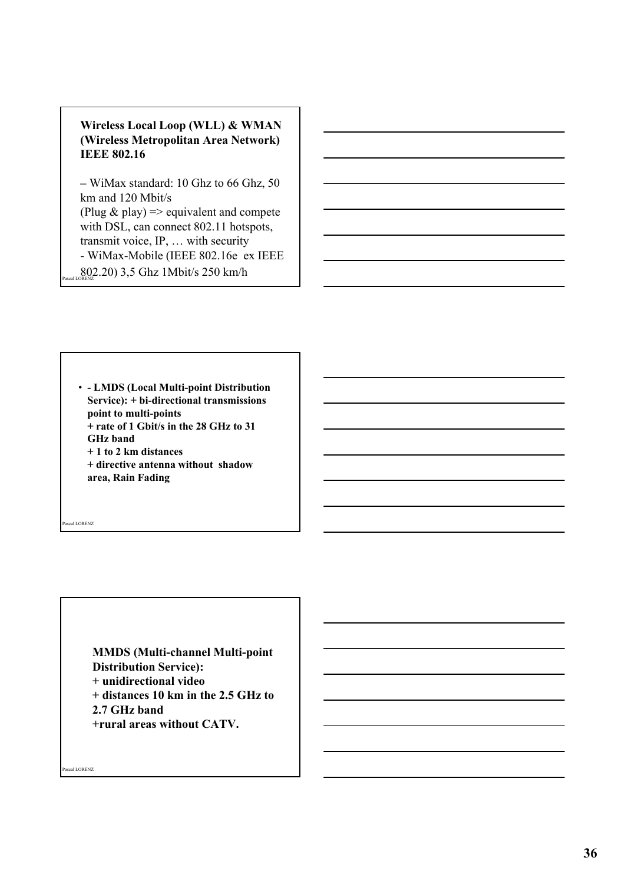**Wireless Local Loop (WLL) & WMAN (Wireless Metropolitan Area Network) IEEE 802.16**

– WiMax standard: 10 Ghz to 66 Ghz, 50 km and 120 Mbit/s
(Plug & play) => equivalent and compete with DSL, can connect 802.11 hotspots, transmit voice, IP, … with security
- WiMax-Mobile (IEEE 802.16e ex IEEE 802.20) 3,5 Ghz 1Mbit/s 250 km/h

- **- LMDS (Local Multi-point Distribution Service): + bi-directional transmissions point to multi-points**
  **+ rate of 1 Gbit/s in the 28 GHz to 31 GHz band**
  **+ 1 to 2 km distances**
  **+ directive antenna without shadow area, Rain Fading**

**MMDS (Multi-channel Multi-point Distribution Service):**
**+ unidirectional video**
**+ distances 10 km in the 2.5 GHz to 2.7 GHz band**
**+rural areas without CATV.**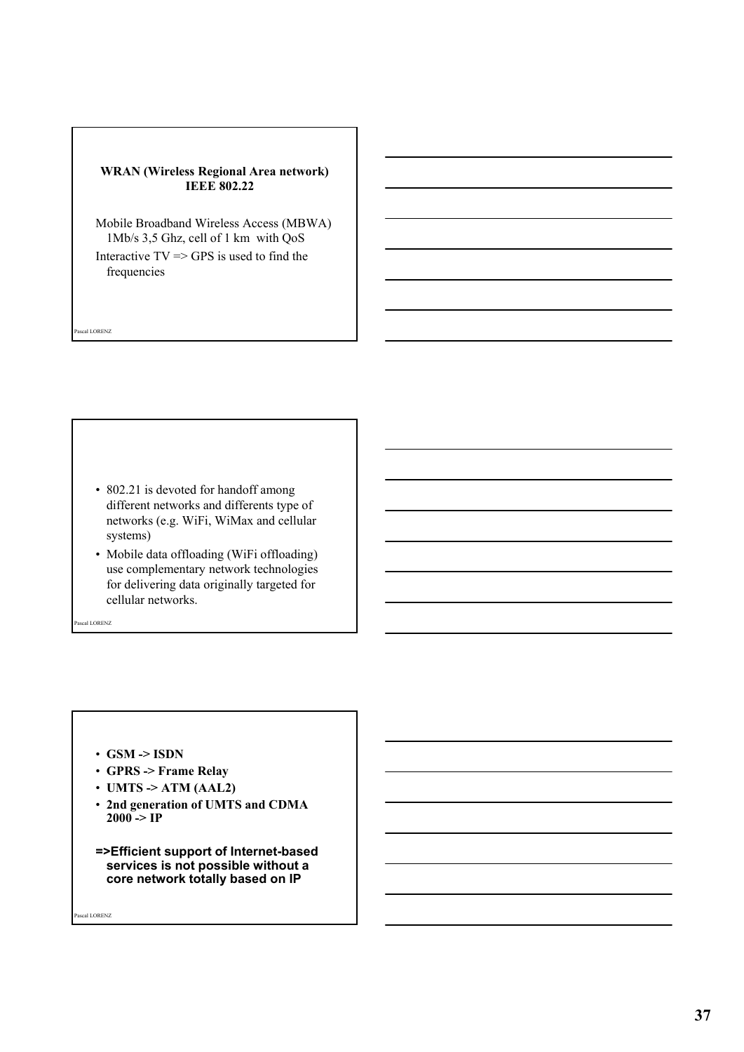**WRAN (Wireless Regional Area network) IEEE 802.22**

Mobile Broadband Wireless Access (MBWA) 1Mb/s 3,5 Ghz, cell of 1 km with QoS

Interactive TV => GPS is used to find the frequencies

- 802.21 is devoted for handoff among different networks and differents type of networks (e.g. WiFi, WiMax and cellular systems)
- Mobile data offloading (WiFi offloading) use complementary network technologies for delivering data originally targeted for cellular networks.

- **GSM -> ISDN**
- **GPRS -> Frame Relay**
- **UMTS -> ATM (AAL2)**
- **2nd generation of UMTS and CDMA 2000 -> IP**

**=>Efficient support of Internet-based services is not possible without a core network totally based on IP**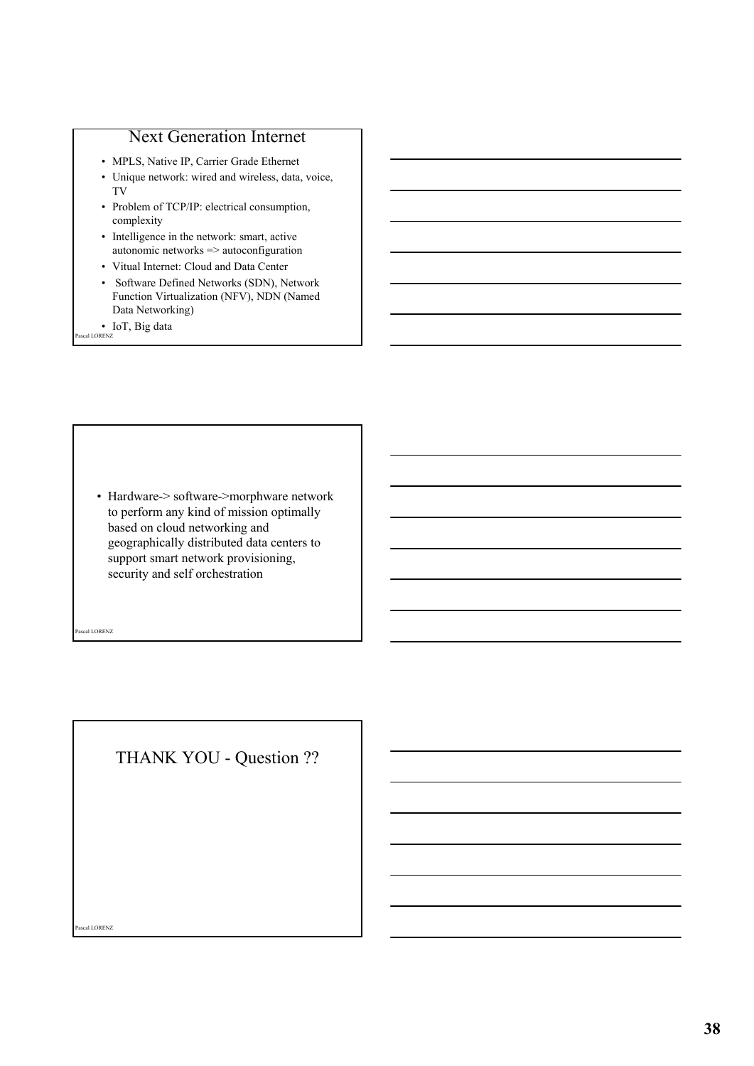## Next Generation Internet

- MPLS, Native IP, Carrier Grade Ethernet
- Unique network: wired and wireless, data, voice, TV
- Problem of TCP/IP: electrical consumption, complexity
- Intelligence in the network: smart, active autonomic networks => autoconfiguration
- Vitual Internet: Cloud and Data Center
- Software Defined Networks (SDN), Network Function Virtualization (NFV), NDN (Named Data Networking)
- IoT, Big data

---

- Hardware-> software->morphware network to perform any kind of mission optimally based on cloud networking and geographically distributed data centers to support smart network provisioning, security and self orchestration

---

## THANK YOU - Question ??